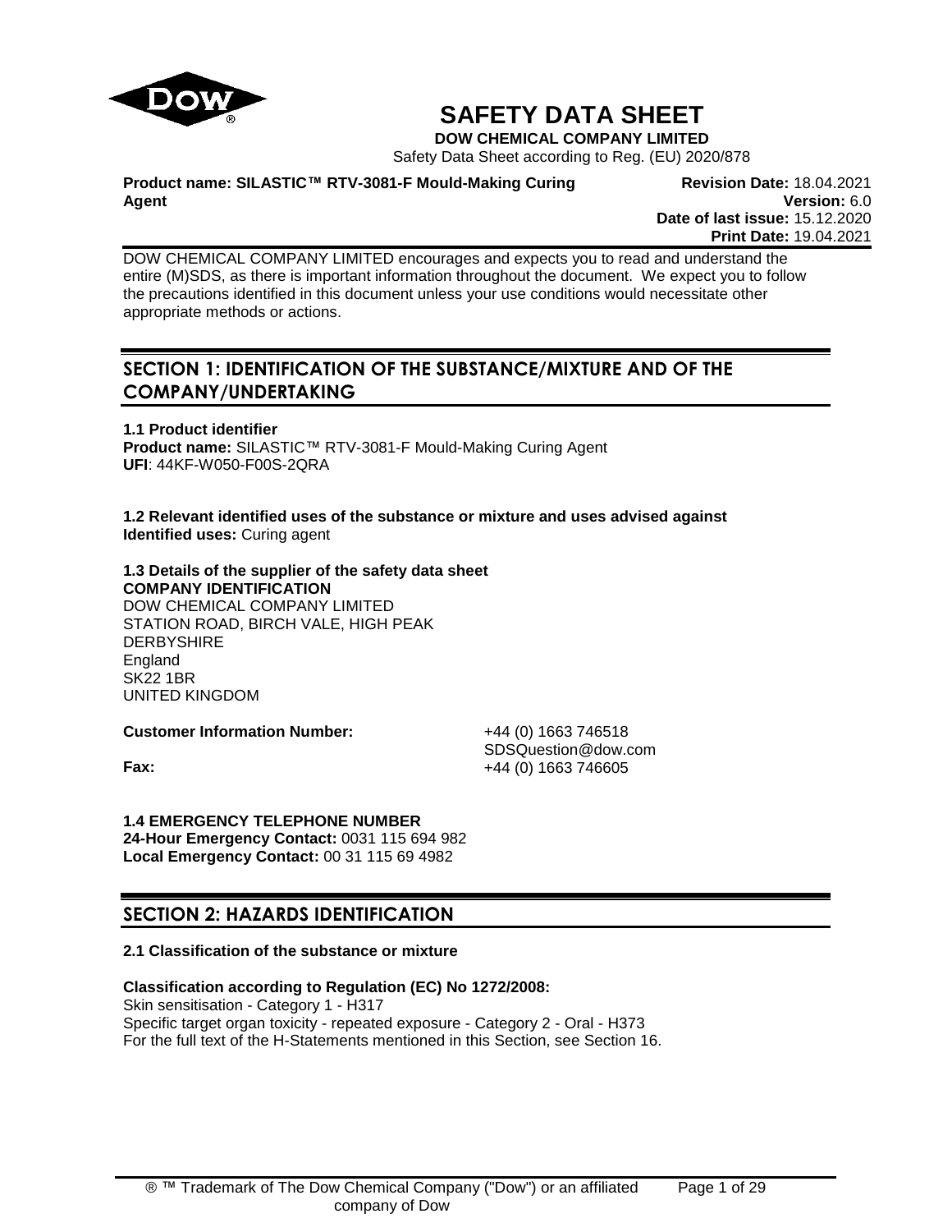# SAFETY DATA SHEET

**DOW CHEMICAL COMPANY LIMITED**

Safety Data Sheet according to Reg. (EU) 2020/878

**Product name: SILASTIC™ RTV-3081-F Mould-Making Curing Agent**

**Revision Date:** 18.04.2021
**Version:** 6.0
**Date of last issue:** 15.12.2020
**Print Date:** 19.04.2021

DOW CHEMICAL COMPANY LIMITED encourages and expects you to read and understand the entire (M)SDS, as there is important information throughout the document. We expect you to follow the precautions identified in this document unless your use conditions would necessitate other appropriate methods or actions.

## SECTION 1: IDENTIFICATION OF THE SUBSTANCE/MIXTURE AND OF THE COMPANY/UNDERTAKING

**1.1 Product identifier**
**Product name:** SILASTIC™ RTV-3081-F Mould-Making Curing Agent
**UFI**: 44KF-W050-F00S-2QRA

**1.2 Relevant identified uses of the substance or mixture and uses advised against**
**Identified uses:** Curing agent

**1.3 Details of the supplier of the safety data sheet**
**COMPANY IDENTIFICATION**
DOW CHEMICAL COMPANY LIMITED
STATION ROAD, BIRCH VALE, HIGH PEAK
DERBYSHIRE
England
SK22 1BR
UNITED KINGDOM

**Customer Information Number:** +44 (0) 1663 746518
SDSQuestion@dow.com
**Fax:** +44 (0) 1663 746605

**1.4 EMERGENCY TELEPHONE NUMBER**
**24-Hour Emergency Contact:** 0031 115 694 982
**Local Emergency Contact:** 00 31 115 69 4982

## SECTION 2: HAZARDS IDENTIFICATION

**2.1 Classification of the substance or mixture**

**Classification according to Regulation (EC) No 1272/2008:**
Skin sensitisation - Category 1 - H317
Specific target organ toxicity - repeated exposure - Category 2 - Oral - H373
For the full text of the H-Statements mentioned in this Section, see Section 16.

® ™ Trademark of The Dow Chemical Company ("Dow") or an affiliated company of Dow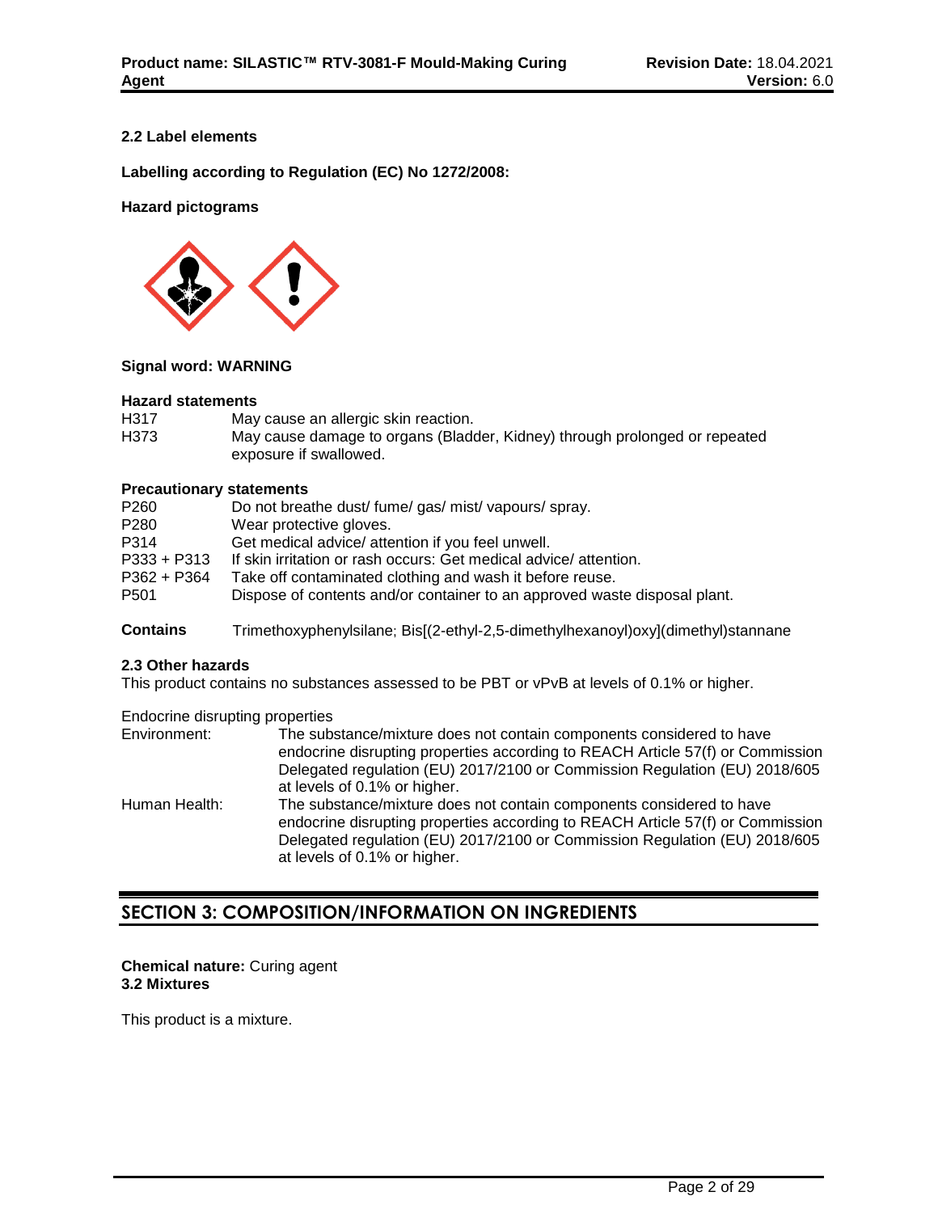### 2.2 Label elements

**Labelling according to Regulation (EC) No 1272/2008:**

**Hazard pictograms**

**Signal word: WARNING**

**Hazard statements**

| | |
|---|---|
| H317 | May cause an allergic skin reaction. |
| H373 | May cause damage to organs (Bladder, Kidney) through prolonged or repeated exposure if swallowed. |

**Precautionary statements**

| | |
|---|---|
| P260 | Do not breathe dust/ fume/ gas/ mist/ vapours/ spray. |
| P280 | Wear protective gloves. |
| P314 | Get medical advice/ attention if you feel unwell. |
| P333 + P313 | If skin irritation or rash occurs: Get medical advice/ attention. |
| P362 + P364 | Take off contaminated clothing and wash it before reuse. |
| P501 | Dispose of contents and/or container to an approved waste disposal plant. |

**Contains** Trimethoxyphenylsilane; Bis[(2-ethyl-2,5-dimethylhexanoyl)oxy](dimethyl)stannane

### 2.3 Other hazards

This product contains no substances assessed to be PBT or vPvB at levels of 0.1% or higher.

Endocrine disrupting properties

| | |
|---|---|
| Environment: | The substance/mixture does not contain components considered to have endocrine disrupting properties according to REACH Article 57(f) or Commission Delegated regulation (EU) 2017/2100 or Commission Regulation (EU) 2018/605 at levels of 0.1% or higher. |
| Human Health: | The substance/mixture does not contain components considered to have endocrine disrupting properties according to REACH Article 57(f) or Commission Delegated regulation (EU) 2017/2100 or Commission Regulation (EU) 2018/605 at levels of 0.1% or higher. |

## SECTION 3: COMPOSITION/INFORMATION ON INGREDIENTS

**Chemical nature:** Curing agent
**3.2 Mixtures**

This product is a mixture.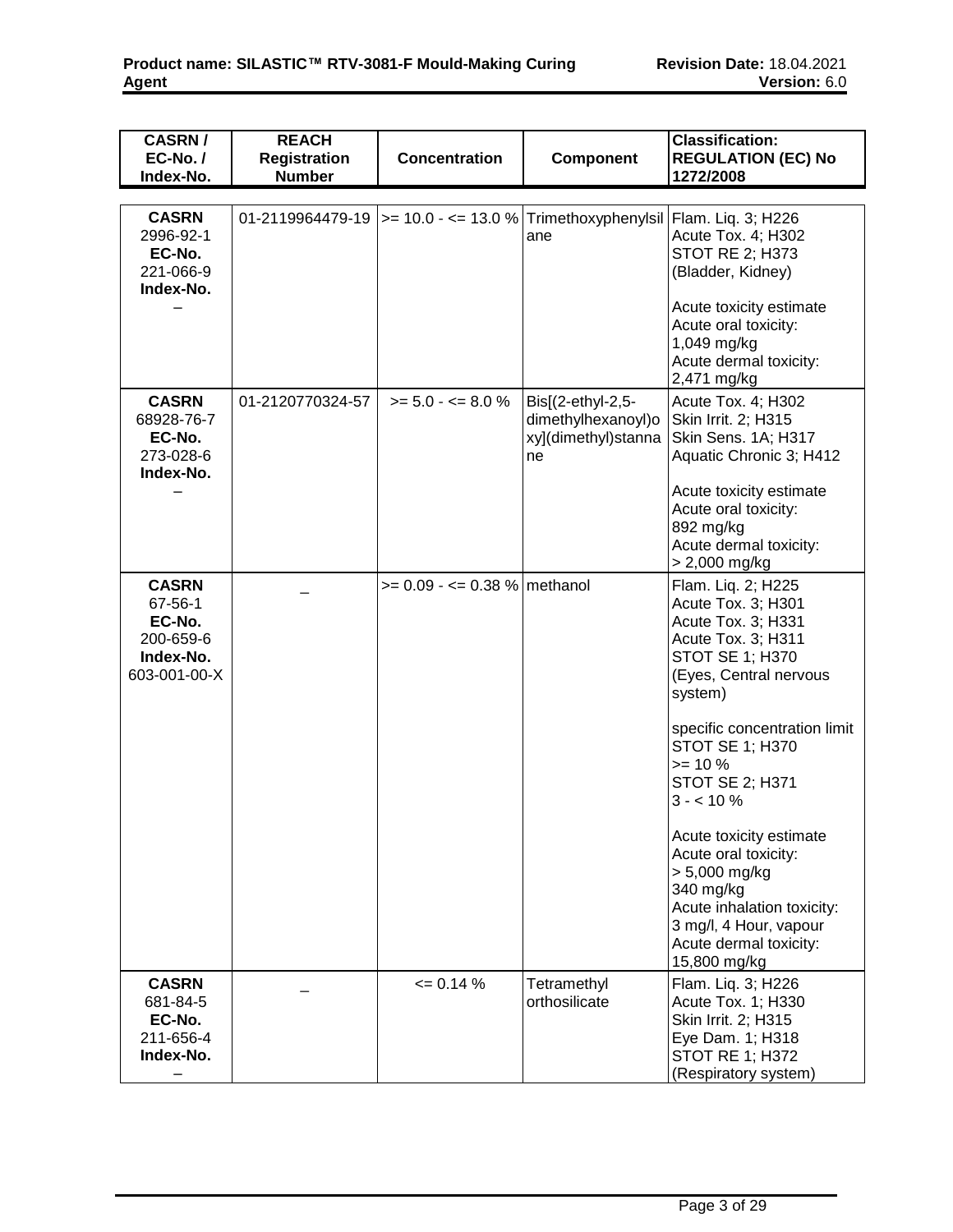| CASRN / EC-No. / Index-No. | REACH Registration Number | Concentration | Component | Classification: REGULATION (EC) No 1272/2008 |
|---|---|---|---|---|
| **CASRN** 2996-92-1 **EC-No.** 221-066-9 **Index-No.** – | 01-2119964479-19 | >= 10.0 - <= 13.0 % | Trimethoxyphenylsilane | Flam. Liq. 3; H226 Acute Tox. 4; H302 STOT RE 2; H373 (Bladder, Kidney)<br><br>Acute toxicity estimate Acute oral toxicity: 1,049 mg/kg Acute dermal toxicity: 2,471 mg/kg |
| **CASRN** 68928-76-7 **EC-No.** 273-028-6 **Index-No.** – | 01-2120770324-57 | >= 5.0 - <= 8.0 % | Bis[(2-ethyl-2,5-dimethylhexanoyl)oxy](dimethyl)stannane | Acute Tox. 4; H302 Skin Irrit. 2; H315 Skin Sens. 1A; H317 Aquatic Chronic 3; H412<br><br>Acute toxicity estimate Acute oral toxicity: 892 mg/kg Acute dermal toxicity: > 2,000 mg/kg |
| **CASRN** 67-56-1 **EC-No.** 200-659-6 **Index-No.** 603-001-00-X | _ | >= 0.09 - <= 0.38 % | methanol | Flam. Liq. 2; H225 Acute Tox. 3; H301 Acute Tox. 3; H331 Acute Tox. 3; H311 STOT SE 1; H370 (Eyes, Central nervous system)<br><br>specific concentration limit STOT SE 1; H370 >= 10 % STOT SE 2; H371 3 - < 10 %<br><br>Acute toxicity estimate Acute oral toxicity: > 5,000 mg/kg 340 mg/kg Acute inhalation toxicity: 3 mg/l, 4 Hour, vapour Acute dermal toxicity: 15,800 mg/kg |
| **CASRN** 681-84-5 **EC-No.** 211-656-4 **Index-No.** – | _ | <= 0.14 % | Tetramethyl orthosilicate | Flam. Liq. 3; H226 Acute Tox. 1; H330 Skin Irrit. 2; H315 Eye Dam. 1; H318 STOT RE 1; H372 (Respiratory system) |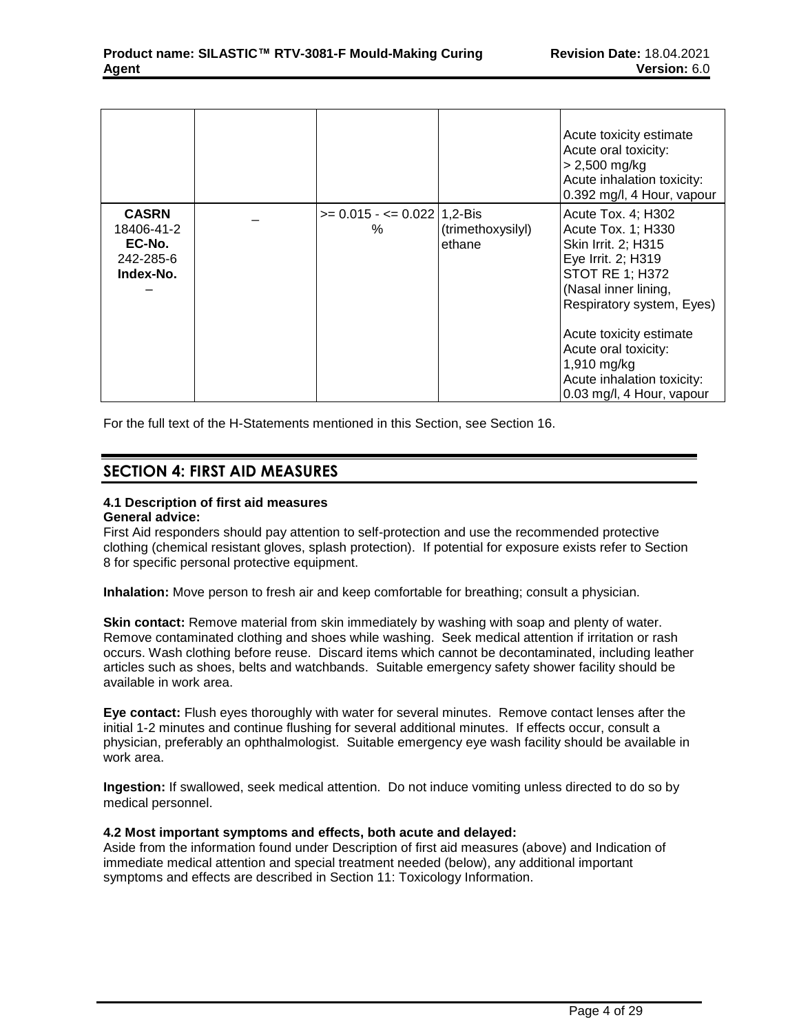|  |  |  |  | Acute toxicity estimate<br>Acute oral toxicity:<br>> 2,500 mg/kg<br>Acute inhalation toxicity:<br>0.392 mg/l, 4 Hour, vapour |
| --- | --- | --- | --- | --- |
| **CASRN**<br>18406-41-2<br>**EC-No.**<br>242-285-6<br>**Index-No.**<br>– | – | >= 0.015 - <= 0.022 % | 1,2-Bis (trimethoxysilyl) ethane | Acute Tox. 4; H302<br>Acute Tox. 1; H330<br>Skin Irrit. 2; H315<br>Eye Irrit. 2; H319<br>STOT RE 1; H372<br>(Nasal inner lining, Respiratory system, Eyes)<br><br>Acute toxicity estimate<br>Acute oral toxicity:<br>1,910 mg/kg<br>Acute inhalation toxicity:<br>0.03 mg/l, 4 Hour, vapour |

For the full text of the H-Statements mentioned in this Section, see Section 16.

## SECTION 4: FIRST AID MEASURES

### 4.1 Description of first aid measures

**General advice:**
First Aid responders should pay attention to self-protection and use the recommended protective clothing (chemical resistant gloves, splash protection). If potential for exposure exists refer to Section 8 for specific personal protective equipment.

**Inhalation:** Move person to fresh air and keep comfortable for breathing; consult a physician.

**Skin contact:** Remove material from skin immediately by washing with soap and plenty of water. Remove contaminated clothing and shoes while washing. Seek medical attention if irritation or rash occurs. Wash clothing before reuse. Discard items which cannot be decontaminated, including leather articles such as shoes, belts and watchbands. Suitable emergency safety shower facility should be available in work area.

**Eye contact:** Flush eyes thoroughly with water for several minutes. Remove contact lenses after the initial 1-2 minutes and continue flushing for several additional minutes. If effects occur, consult a physician, preferably an ophthalmologist. Suitable emergency eye wash facility should be available in work area.

**Ingestion:** If swallowed, seek medical attention. Do not induce vomiting unless directed to do so by medical personnel.

### 4.2 Most important symptoms and effects, both acute and delayed:

Aside from the information found under Description of first aid measures (above) and Indication of immediate medical attention and special treatment needed (below), any additional important symptoms and effects are described in Section 11: Toxicology Information.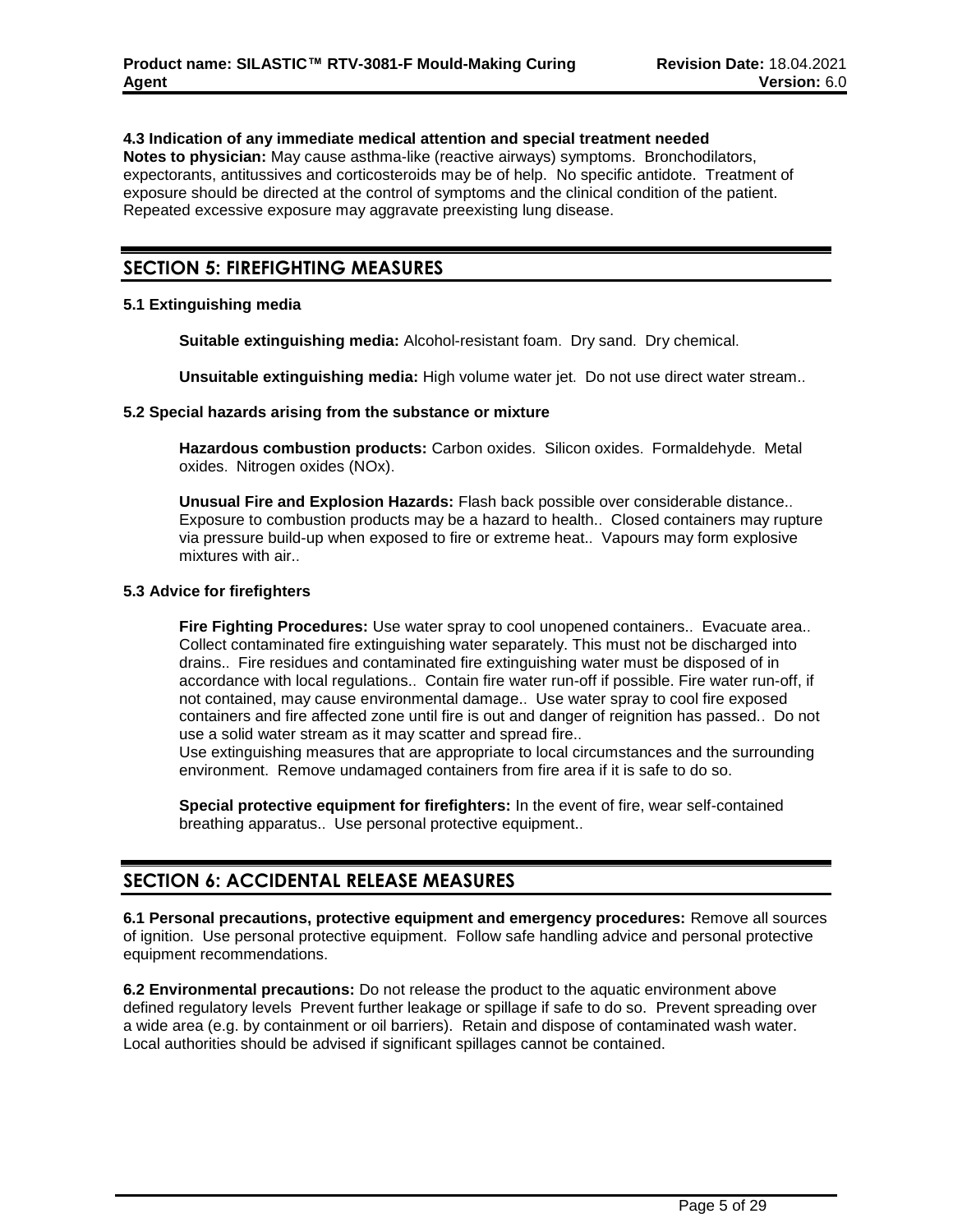**4.3 Indication of any immediate medical attention and special treatment needed**
**Notes to physician:** May cause asthma-like (reactive airways) symptoms. Bronchodilators, expectorants, antitussives and corticosteroids may be of help. No specific antidote. Treatment of exposure should be directed at the control of symptoms and the clinical condition of the patient. Repeated excessive exposure may aggravate preexisting lung disease.

## SECTION 5: FIREFIGHTING MEASURES

**5.1 Extinguishing media**

**Suitable extinguishing media:** Alcohol-resistant foam. Dry sand. Dry chemical.

**Unsuitable extinguishing media:** High volume water jet. Do not use direct water stream..

**5.2 Special hazards arising from the substance or mixture**

**Hazardous combustion products:** Carbon oxides. Silicon oxides. Formaldehyde. Metal oxides. Nitrogen oxides (NOx).

**Unusual Fire and Explosion Hazards:** Flash back possible over considerable distance.. Exposure to combustion products may be a hazard to health.. Closed containers may rupture via pressure build-up when exposed to fire or extreme heat.. Vapours may form explosive mixtures with air..

**5.3 Advice for firefighters**

**Fire Fighting Procedures:** Use water spray to cool unopened containers.. Evacuate area.. Collect contaminated fire extinguishing water separately. This must not be discharged into drains.. Fire residues and contaminated fire extinguishing water must be disposed of in accordance with local regulations.. Contain fire water run-off if possible. Fire water run-off, if not contained, may cause environmental damage.. Use water spray to cool fire exposed containers and fire affected zone until fire is out and danger of reignition has passed.. Do not use a solid water stream as it may scatter and spread fire..
Use extinguishing measures that are appropriate to local circumstances and the surrounding environment. Remove undamaged containers from fire area if it is safe to do so.

**Special protective equipment for firefighters:** In the event of fire, wear self-contained breathing apparatus.. Use personal protective equipment..

## SECTION 6: ACCIDENTAL RELEASE MEASURES

**6.1 Personal precautions, protective equipment and emergency procedures:** Remove all sources of ignition. Use personal protective equipment. Follow safe handling advice and personal protective equipment recommendations.

**6.2 Environmental precautions:** Do not release the product to the aquatic environment above defined regulatory levels Prevent further leakage or spillage if safe to do so. Prevent spreading over a wide area (e.g. by containment or oil barriers). Retain and dispose of contaminated wash water. Local authorities should be advised if significant spillages cannot be contained.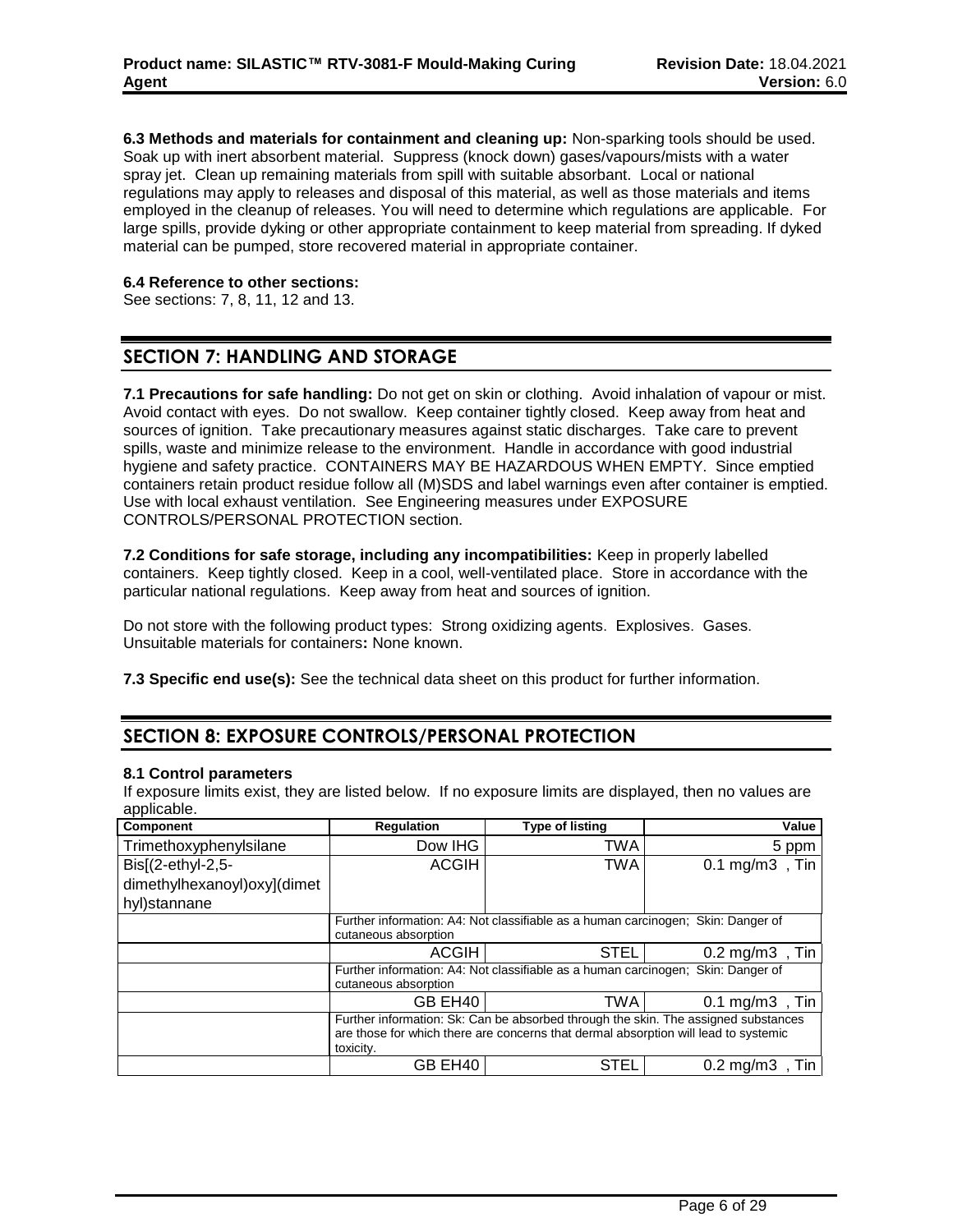**6.3 Methods and materials for containment and cleaning up:** Non-sparking tools should be used. Soak up with inert absorbent material. Suppress (knock down) gases/vapours/mists with a water spray jet. Clean up remaining materials from spill with suitable absorbant. Local or national regulations may apply to releases and disposal of this material, as well as those materials and items employed in the cleanup of releases. You will need to determine which regulations are applicable. For large spills, provide dyking or other appropriate containment to keep material from spreading. If dyked material can be pumped, store recovered material in appropriate container.

**6.4 Reference to other sections:**
See sections: 7, 8, 11, 12 and 13.

## SECTION 7: HANDLING AND STORAGE

**7.1 Precautions for safe handling:** Do not get on skin or clothing. Avoid inhalation of vapour or mist. Avoid contact with eyes. Do not swallow. Keep container tightly closed. Keep away from heat and sources of ignition. Take precautionary measures against static discharges. Take care to prevent spills, waste and minimize release to the environment. Handle in accordance with good industrial hygiene and safety practice. CONTAINERS MAY BE HAZARDOUS WHEN EMPTY. Since emptied containers retain product residue follow all (M)SDS and label warnings even after container is emptied. Use with local exhaust ventilation. See Engineering measures under EXPOSURE CONTROLS/PERSONAL PROTECTION section.

**7.2 Conditions for safe storage, including any incompatibilities:** Keep in properly labelled containers. Keep tightly closed. Keep in a cool, well-ventilated place. Store in accordance with the particular national regulations. Keep away from heat and sources of ignition.

Do not store with the following product types: Strong oxidizing agents. Explosives. Gases.
Unsuitable materials for containers**:** None known.

**7.3 Specific end use(s):** See the technical data sheet on this product for further information.

## SECTION 8: EXPOSURE CONTROLS/PERSONAL PROTECTION

**8.1 Control parameters**
If exposure limits exist, they are listed below. If no exposure limits are displayed, then no values are applicable.

| Component | Regulation | Type of listing | Value |
|---|---|---|---|
| Trimethoxyphenylsilane | Dow IHG | TWA | 5 ppm |
| Bis[(2-ethyl-2,5-dimethylhexanoyl)oxy](dimethyl)stannane | ACGIH | TWA | 0.1 mg/m3 , Tin |
| | Further information: A4: Not classifiable as a human carcinogen; Skin: Danger of cutaneous absorption | | |
| | ACGIH | STEL | 0.2 mg/m3 , Tin |
| | Further information: A4: Not classifiable as a human carcinogen; Skin: Danger of cutaneous absorption | | |
| | GB EH40 | TWA | 0.1 mg/m3 , Tin |
| | Further information: Sk: Can be absorbed through the skin. The assigned substances are those for which there are concerns that dermal absorption will lead to systemic toxicity. | | |
| | GB EH40 | STEL | 0.2 mg/m3 , Tin |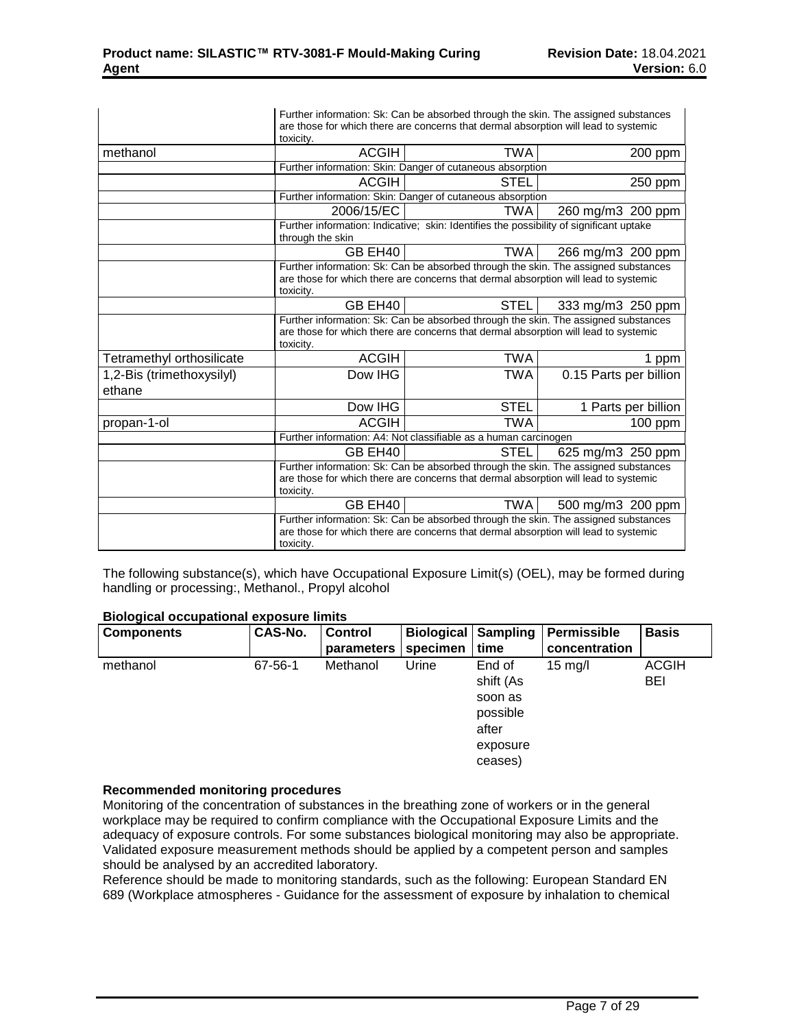| | | | |
|---|---|---|---|
| | Further information: Sk: Can be absorbed through the skin. The assigned substances are those for which there are concerns that dermal absorption will lead to systemic toxicity. | | |
| methanol | ACGIH | TWA | 200 ppm |
| | Further information: Skin: Danger of cutaneous absorption | | |
| | ACGIH | STEL | 250 ppm |
| | Further information: Skin: Danger of cutaneous absorption | | |
| | 2006/15/EC | TWA | 260 mg/m3 200 ppm |
| | Further information: Indicative; skin: Identifies the possibility of significant uptake through the skin | | |
| | GB EH40 | TWA | 266 mg/m3 200 ppm |
| | Further information: Sk: Can be absorbed through the skin. The assigned substances are those for which there are concerns that dermal absorption will lead to systemic toxicity. | | |
| | GB EH40 | STEL | 333 mg/m3 250 ppm |
| | Further information: Sk: Can be absorbed through the skin. The assigned substances are those for which there are concerns that dermal absorption will lead to systemic toxicity. | | |
| Tetramethyl orthosilicate | ACGIH | TWA | 1 ppm |
| 1,2-Bis (trimethoxysilyl) ethane | Dow IHG | TWA | 0.15 Parts per billion |
| | Dow IHG | STEL | 1 Parts per billion |
| propan-1-ol | ACGIH | TWA | 100 ppm |
| | Further information: A4: Not classifiable as a human carcinogen | | |
| | GB EH40 | STEL | 625 mg/m3 250 ppm |
| | Further information: Sk: Can be absorbed through the skin. The assigned substances are those for which there are concerns that dermal absorption will lead to systemic toxicity. | | |
| | GB EH40 | TWA | 500 mg/m3 200 ppm |
| | Further information: Sk: Can be absorbed through the skin. The assigned substances are those for which there are concerns that dermal absorption will lead to systemic toxicity. | | |

The following substance(s), which have Occupational Exposure Limit(s) (OEL), may be formed during handling or processing:, Methanol., Propyl alcohol

**Biological occupational exposure limits**

| Components | CAS-No. | Control parameters | Biological specimen | Sampling time | Permissible concentration | Basis |
|---|---|---|---|---|---|---|
| methanol | 67-56-1 | Methanol | Urine | End of shift (As soon as possible after exposure ceases) | 15 mg/l | ACGIH BEI |

**Recommended monitoring procedures**

Monitoring of the concentration of substances in the breathing zone of workers or in the general workplace may be required to confirm compliance with the Occupational Exposure Limits and the adequacy of exposure controls. For some substances biological monitoring may also be appropriate. Validated exposure measurement methods should be applied by a competent person and samples should be analysed by an accredited laboratory.

Reference should be made to monitoring standards, such as the following: European Standard EN 689 (Workplace atmospheres - Guidance for the assessment of exposure by inhalation to chemical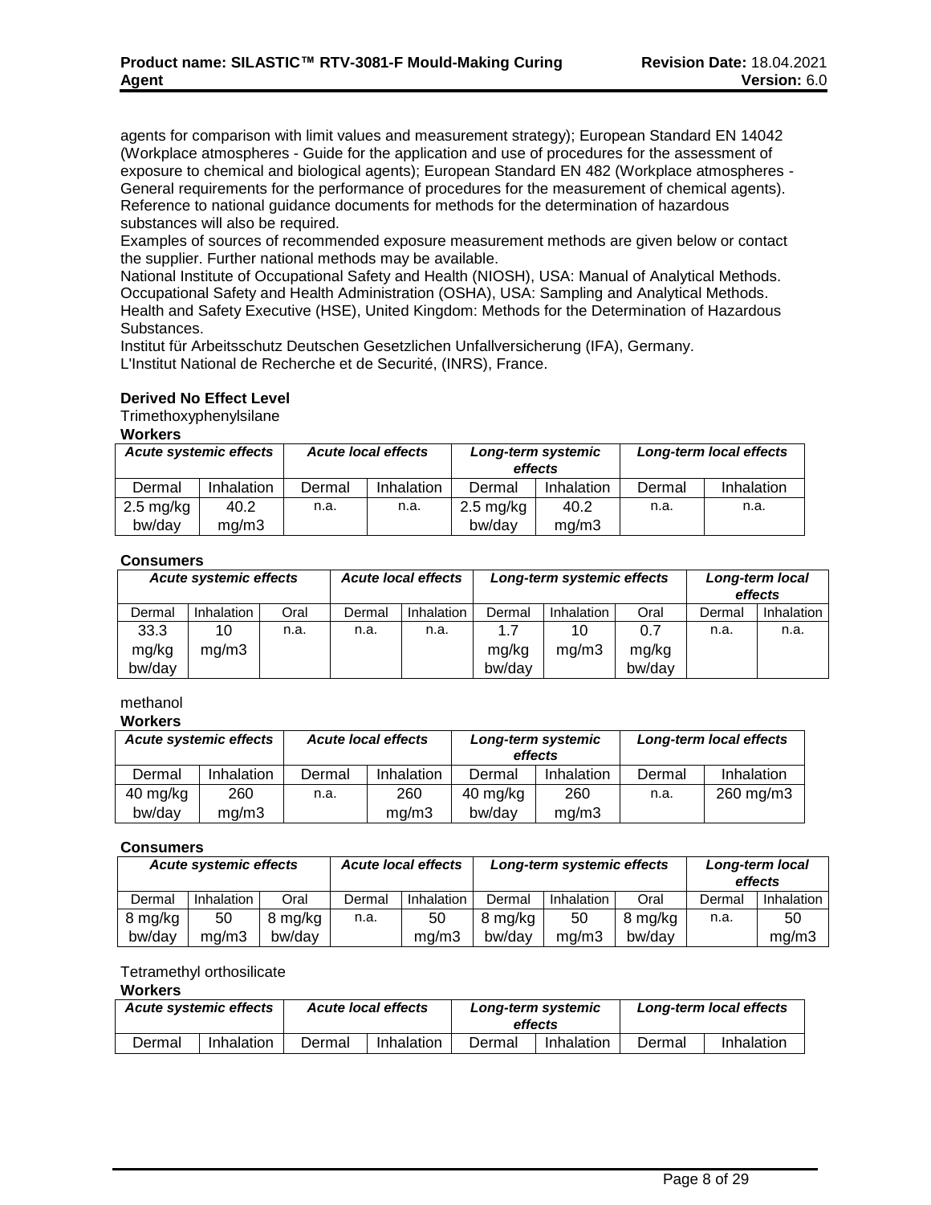agents for comparison with limit values and measurement strategy); European Standard EN 14042 (Workplace atmospheres - Guide for the application and use of procedures for the assessment of exposure to chemical and biological agents); European Standard EN 482 (Workplace atmospheres - General requirements for the performance of procedures for the measurement of chemical agents). Reference to national guidance documents for methods for the determination of hazardous substances will also be required.
Examples of sources of recommended exposure measurement methods are given below or contact the supplier. Further national methods may be available.
National Institute of Occupational Safety and Health (NIOSH), USA: Manual of Analytical Methods.
Occupational Safety and Health Administration (OSHA), USA: Sampling and Analytical Methods.
Health and Safety Executive (HSE), United Kingdom: Methods for the Determination of Hazardous Substances.
Institut für Arbeitsschutz Deutschen Gesetzlichen Unfallversicherung (IFA), Germany.
L'Institut National de Recherche et de Securité, (INRS), France.

**Derived No Effect Level**

Trimethoxyphenylsilane

**Workers**

| *Acute systemic effects* | | *Acute local effects* | | *Long-term systemic effects* | | *Long-term local effects* | |
|---|---|---|---|---|---|---|---|
| Dermal | Inhalation | Dermal | Inhalation | Dermal | Inhalation | Dermal | Inhalation |
| 2.5 mg/kg bw/day | 40.2 mg/m3 | n.a. | n.a. | 2.5 mg/kg bw/day | 40.2 mg/m3 | n.a. | n.a. |

**Consumers**

| *Acute systemic effects* | | | *Acute local effects* | | *Long-term systemic effects* | | | *Long-term local effects* | |
|---|---|---|---|---|---|---|---|---|---|
| Dermal | Inhalation | Oral | Dermal | Inhalation | Dermal | Inhalation | Oral | Dermal | Inhalation |
| 33.3 mg/kg bw/day | 10 mg/m3 | n.a. | n.a. | n.a. | 1.7 mg/kg bw/day | 10 mg/m3 | 0.7 mg/kg bw/day | n.a. | n.a. |

methanol

**Workers**

| *Acute systemic effects* | | *Acute local effects* | | *Long-term systemic effects* | | *Long-term local effects* | |
|---|---|---|---|---|---|---|---|
| Dermal | Inhalation | Dermal | Inhalation | Dermal | Inhalation | Dermal | Inhalation |
| 40 mg/kg bw/day | 260 mg/m3 | n.a. | 260 mg/m3 | 40 mg/kg bw/day | 260 mg/m3 | n.a. | 260 mg/m3 |

**Consumers**

| *Acute systemic effects* | | | *Acute local effects* | | *Long-term systemic effects* | | | *Long-term local effects* | |
|---|---|---|---|---|---|---|---|---|---|
| Dermal | Inhalation | Oral | Dermal | Inhalation | Dermal | Inhalation | Oral | Dermal | Inhalation |
| 8 mg/kg bw/day | 50 mg/m3 | 8 mg/kg bw/day | n.a. | 50 mg/m3 | 8 mg/kg bw/day | 50 mg/m3 | 8 mg/kg bw/day | n.a. | 50 mg/m3 |

Tetramethyl orthosilicate

**Workers**

| *Acute systemic effects* | | *Acute local effects* | | *Long-term systemic effects* | | *Long-term local effects* | |
|---|---|---|---|---|---|---|---|
| Dermal | Inhalation | Dermal | Inhalation | Dermal | Inhalation | Dermal | Inhalation |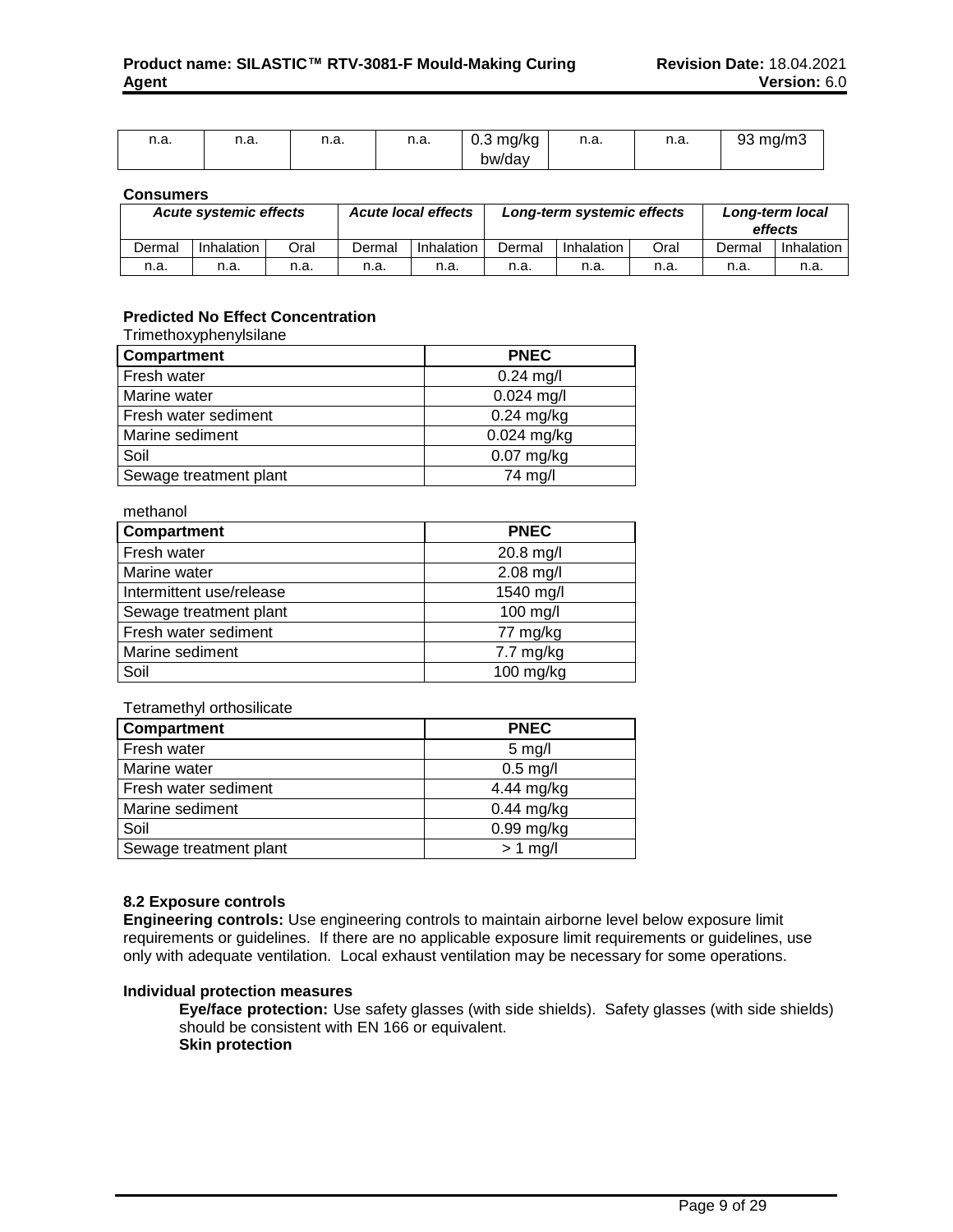| n.a. | n.a. | n.a. | n.a. | 0.3 mg/kg bw/day | n.a. | n.a. | 93 mg/m3 |
|---|---|---|---|---|---|---|---|

**Consumers**

| *Acute systemic effects* | | | *Acute local effects* | | *Long-term systemic effects* | | | *Long-term local effects* | |
|---|---|---|---|---|---|---|---|---|---|
| Dermal | Inhalation | Oral | Dermal | Inhalation | Dermal | Inhalation | Oral | Dermal | Inhalation |
| n.a. | n.a. | n.a. | n.a. | n.a. | n.a. | n.a. | n.a. | n.a. | n.a. |

**Predicted No Effect Concentration**

Trimethoxyphenylsilane

| Compartment | PNEC |
|---|---|
| Fresh water | 0.24 mg/l |
| Marine water | 0.024 mg/l |
| Fresh water sediment | 0.24 mg/kg |
| Marine sediment | 0.024 mg/kg |
| Soil | 0.07 mg/kg |
| Sewage treatment plant | 74 mg/l |

methanol

| Compartment | PNEC |
|---|---|
| Fresh water | 20.8 mg/l |
| Marine water | 2.08 mg/l |
| Intermittent use/release | 1540 mg/l |
| Sewage treatment plant | 100 mg/l |
| Fresh water sediment | 77 mg/kg |
| Marine sediment | 7.7 mg/kg |
| Soil | 100 mg/kg |

Tetramethyl orthosilicate

| Compartment | PNEC |
|---|---|
| Fresh water | 5 mg/l |
| Marine water | 0.5 mg/l |
| Fresh water sediment | 4.44 mg/kg |
| Marine sediment | 0.44 mg/kg |
| Soil | 0.99 mg/kg |
| Sewage treatment plant | > 1 mg/l |

### 8.2 Exposure controls

**Engineering controls:** Use engineering controls to maintain airborne level below exposure limit requirements or guidelines. If there are no applicable exposure limit requirements or guidelines, use only with adequate ventilation. Local exhaust ventilation may be necessary for some operations.

**Individual protection measures**

**Eye/face protection:** Use safety glasses (with side shields). Safety glasses (with side shields) should be consistent with EN 166 or equivalent.

**Skin protection**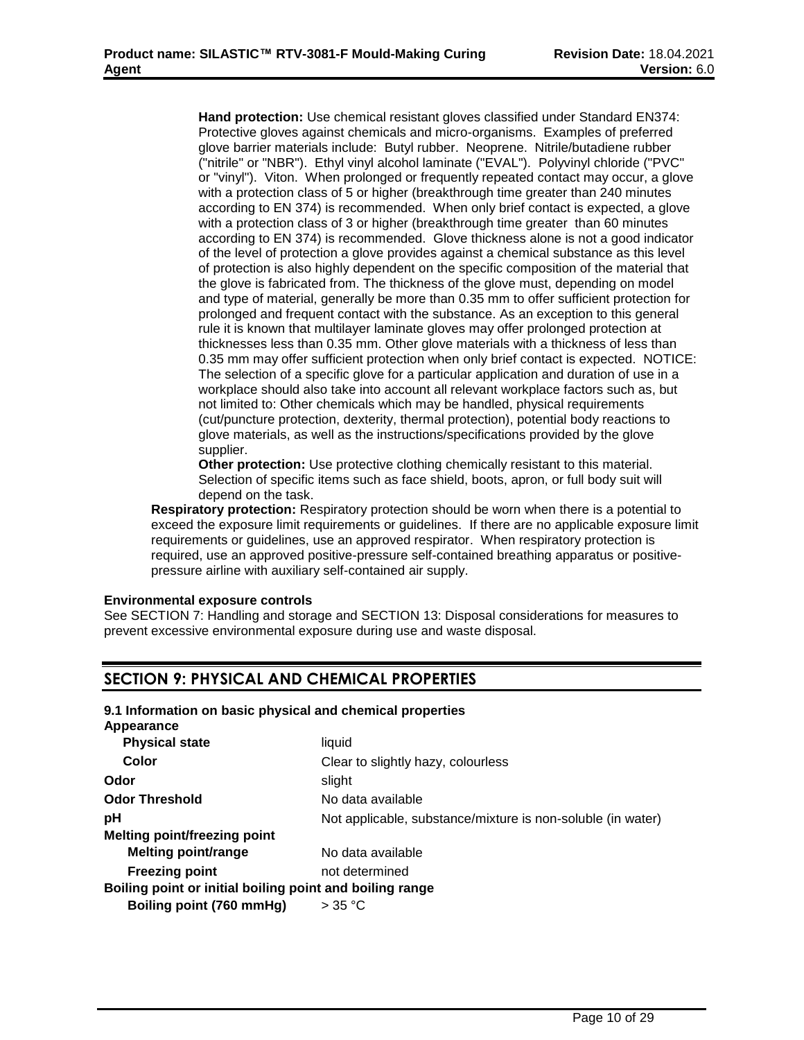**Hand protection:** Use chemical resistant gloves classified under Standard EN374: Protective gloves against chemicals and micro-organisms. Examples of preferred glove barrier materials include: Butyl rubber. Neoprene. Nitrile/butadiene rubber ("nitrile" or "NBR"). Ethyl vinyl alcohol laminate ("EVAL"). Polyvinyl chloride ("PVC" or "vinyl"). Viton. When prolonged or frequently repeated contact may occur, a glove with a protection class of 5 or higher (breakthrough time greater than 240 minutes according to EN 374) is recommended. When only brief contact is expected, a glove with a protection class of 3 or higher (breakthrough time greater than 60 minutes according to EN 374) is recommended. Glove thickness alone is not a good indicator of the level of protection a glove provides against a chemical substance as this level of protection is also highly dependent on the specific composition of the material that the glove is fabricated from. The thickness of the glove must, depending on model and type of material, generally be more than 0.35 mm to offer sufficient protection for prolonged and frequent contact with the substance. As an exception to this general rule it is known that multilayer laminate gloves may offer prolonged protection at thicknesses less than 0.35 mm. Other glove materials with a thickness of less than 0.35 mm may offer sufficient protection when only brief contact is expected. NOTICE: The selection of a specific glove for a particular application and duration of use in a workplace should also take into account all relevant workplace factors such as, but not limited to: Other chemicals which may be handled, physical requirements (cut/puncture protection, dexterity, thermal protection), potential body reactions to glove materials, as well as the instructions/specifications provided by the glove supplier.

**Other protection:** Use protective clothing chemically resistant to this material. Selection of specific items such as face shield, boots, apron, or full body suit will depend on the task.

**Respiratory protection:** Respiratory protection should be worn when there is a potential to exceed the exposure limit requirements or guidelines. If there are no applicable exposure limit requirements or guidelines, use an approved respirator. When respiratory protection is required, use an approved positive-pressure self-contained breathing apparatus or positive-pressure airline with auxiliary self-contained air supply.

**Environmental exposure controls**

See SECTION 7: Handling and storage and SECTION 13: Disposal considerations for measures to prevent excessive environmental exposure during use and waste disposal.

## SECTION 9: PHYSICAL AND CHEMICAL PROPERTIES

**9.1 Information on basic physical and chemical properties**

**Appearance**

| | |
|---|---|
| **Physical state** | liquid |
| **Color** | Clear to slightly hazy, colourless |
| **Odor** | slight |
| **Odor Threshold** | No data available |
| **pH** | Not applicable, substance/mixture is non-soluble (in water) |
| **Melting point/freezing point** | |
| **Melting point/range** | No data available |
| **Freezing point** | not determined |
| **Boiling point or initial boiling point and boiling range** | |
| **Boiling point (760 mmHg)** | > 35 °C |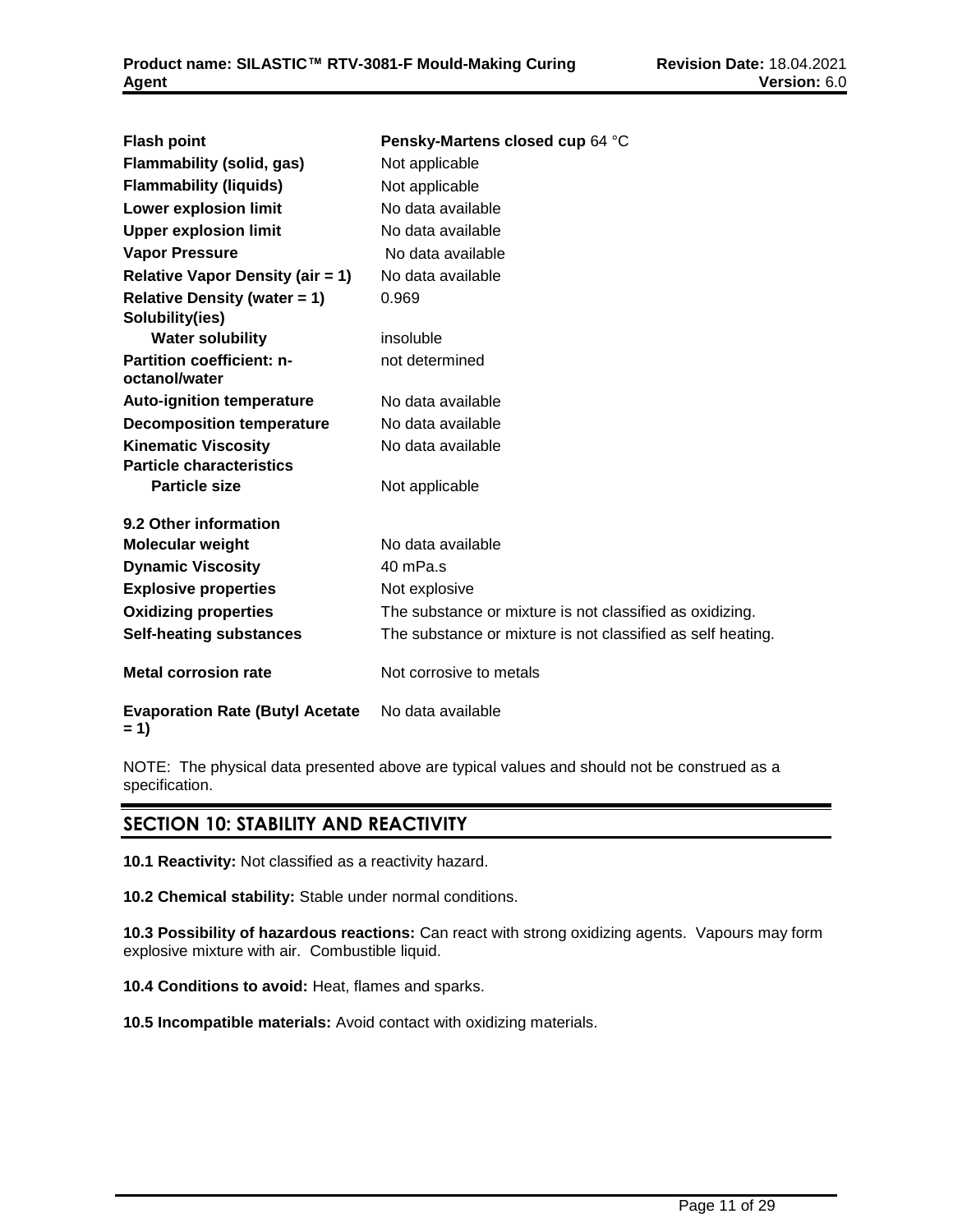| | |
|---|---|
| **Flash point** | **Pensky-Martens closed cup** 64 °C |
| **Flammability (solid, gas)** | Not applicable |
| **Flammability (liquids)** | Not applicable |
| **Lower explosion limit** | No data available |
| **Upper explosion limit** | No data available |
| **Vapor Pressure** | No data available |
| **Relative Vapor Density (air = 1)** | No data available |
| **Relative Density (water = 1)** | 0.969 |
| **Solubility(ies)** | |
| **Water solubility** | insoluble |
| **Partition coefficient: n-octanol/water** | not determined |
| **Auto-ignition temperature** | No data available |
| **Decomposition temperature** | No data available |
| **Kinematic Viscosity** | No data available |
| **Particle characteristics** | |
| **Particle size** | Not applicable |

**9.2 Other information**

| | |
|---|---|
| **Molecular weight** | No data available |
| **Dynamic Viscosity** | 40 mPa.s |
| **Explosive properties** | Not explosive |
| **Oxidizing properties** | The substance or mixture is not classified as oxidizing. |
| **Self-heating substances** | The substance or mixture is not classified as self heating. |
| **Metal corrosion rate** | Not corrosive to metals |
| **Evaporation Rate (Butyl Acetate = 1)** | No data available |

NOTE: The physical data presented above are typical values and should not be construed as a specification.

## SECTION 10: STABILITY AND REACTIVITY

**10.1 Reactivity:** Not classified as a reactivity hazard.

**10.2 Chemical stability:** Stable under normal conditions.

**10.3 Possibility of hazardous reactions:** Can react with strong oxidizing agents. Vapours may form explosive mixture with air. Combustible liquid.

**10.4 Conditions to avoid:** Heat, flames and sparks.

**10.5 Incompatible materials:** Avoid contact with oxidizing materials.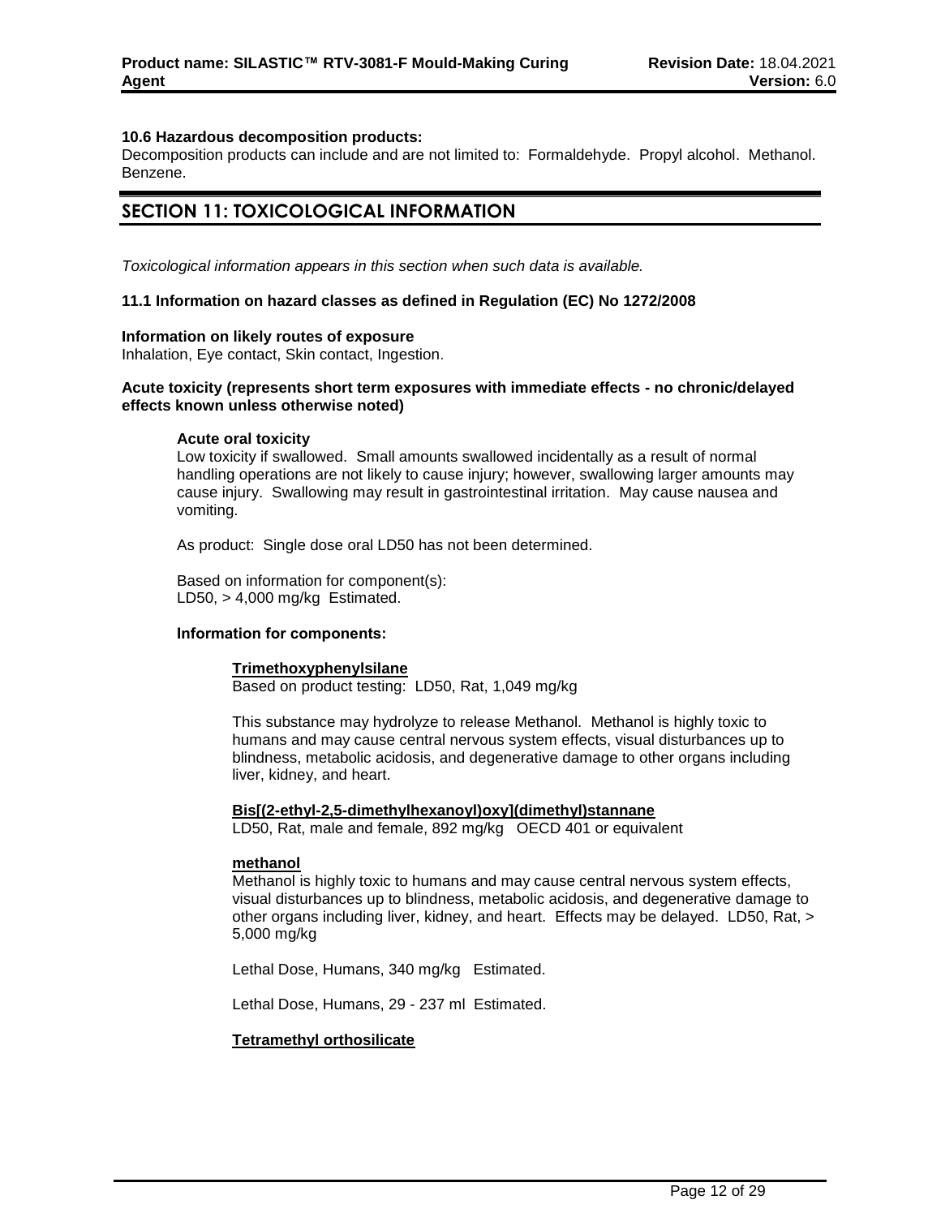**10.6 Hazardous decomposition products:**
Decomposition products can include and are not limited to: Formaldehyde. Propyl alcohol. Methanol. Benzene.

## SECTION 11: TOXICOLOGICAL INFORMATION

*Toxicological information appears in this section when such data is available.*

### 11.1 Information on hazard classes as defined in Regulation (EC) No 1272/2008

**Information on likely routes of exposure**
Inhalation, Eye contact, Skin contact, Ingestion.

**Acute toxicity (represents short term exposures with immediate effects - no chronic/delayed effects known unless otherwise noted)**

**Acute oral toxicity**
Low toxicity if swallowed. Small amounts swallowed incidentally as a result of normal handling operations are not likely to cause injury; however, swallowing larger amounts may cause injury. Swallowing may result in gastrointestinal irritation. May cause nausea and vomiting.

As product: Single dose oral LD50 has not been determined.

Based on information for component(s):
LD50, > 4,000 mg/kg Estimated.

**Information for components:**

**Trimethoxyphenylsilane**
Based on product testing: LD50, Rat, 1,049 mg/kg

This substance may hydrolyze to release Methanol. Methanol is highly toxic to humans and may cause central nervous system effects, visual disturbances up to blindness, metabolic acidosis, and degenerative damage to other organs including liver, kidney, and heart.

**Bis[(2-ethyl-2,5-dimethylhexanoyl)oxy](dimethyl)stannane**
LD50, Rat, male and female, 892 mg/kg OECD 401 or equivalent

**methanol**
Methanol is highly toxic to humans and may cause central nervous system effects, visual disturbances up to blindness, metabolic acidosis, and degenerative damage to other organs including liver, kidney, and heart. Effects may be delayed. LD50, Rat, > 5,000 mg/kg

Lethal Dose, Humans, 340 mg/kg Estimated.

Lethal Dose, Humans, 29 - 237 ml Estimated.

**Tetramethyl orthosilicate**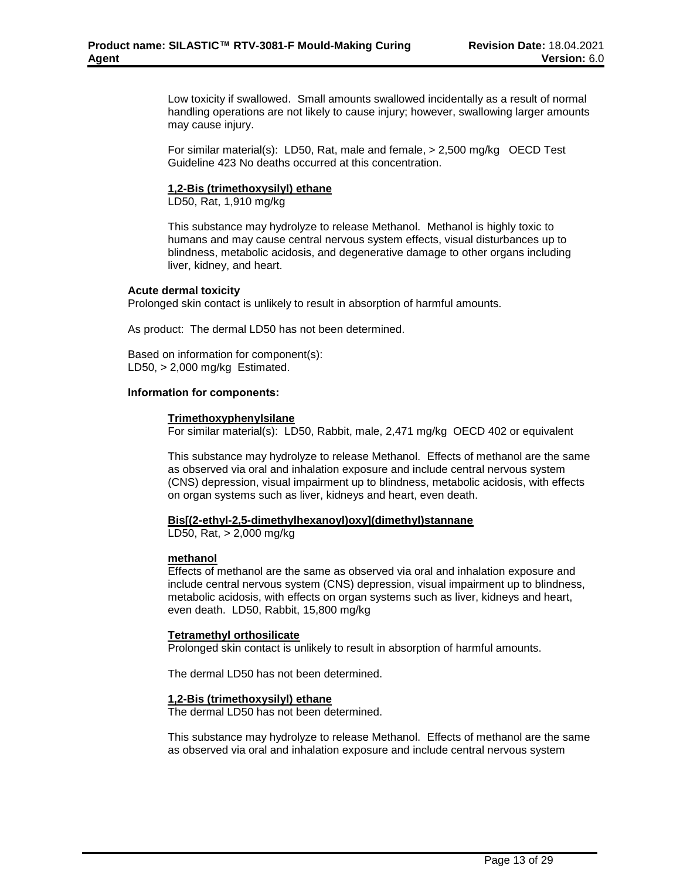Low toxicity if swallowed. Small amounts swallowed incidentally as a result of normal handling operations are not likely to cause injury; however, swallowing larger amounts may cause injury.

For similar material(s): LD50, Rat, male and female, > 2,500 mg/kg OECD Test Guideline 423 No deaths occurred at this concentration.

**1,2-Bis (trimethoxysilyl) ethane**

LD50, Rat, 1,910 mg/kg

This substance may hydrolyze to release Methanol. Methanol is highly toxic to humans and may cause central nervous system effects, visual disturbances up to blindness, metabolic acidosis, and degenerative damage to other organs including liver, kidney, and heart.

**Acute dermal toxicity**

Prolonged skin contact is unlikely to result in absorption of harmful amounts.

As product: The dermal LD50 has not been determined.

Based on information for component(s):
LD50, > 2,000 mg/kg Estimated.

**Information for components:**

**Trimethoxyphenylsilane**

For similar material(s): LD50, Rabbit, male, 2,471 mg/kg OECD 402 or equivalent

This substance may hydrolyze to release Methanol. Effects of methanol are the same as observed via oral and inhalation exposure and include central nervous system (CNS) depression, visual impairment up to blindness, metabolic acidosis, with effects on organ systems such as liver, kidneys and heart, even death.

**Bis[(2-ethyl-2,5-dimethylhexanoyl)oxy](dimethyl)stannane**

LD50, Rat, > 2,000 mg/kg

**methanol**

Effects of methanol are the same as observed via oral and inhalation exposure and include central nervous system (CNS) depression, visual impairment up to blindness, metabolic acidosis, with effects on organ systems such as liver, kidneys and heart, even death. LD50, Rabbit, 15,800 mg/kg

**Tetramethyl orthosilicate**

Prolonged skin contact is unlikely to result in absorption of harmful amounts.

The dermal LD50 has not been determined.

**1,2-Bis (trimethoxysilyl) ethane**

The dermal LD50 has not been determined.

This substance may hydrolyze to release Methanol. Effects of methanol are the same as observed via oral and inhalation exposure and include central nervous system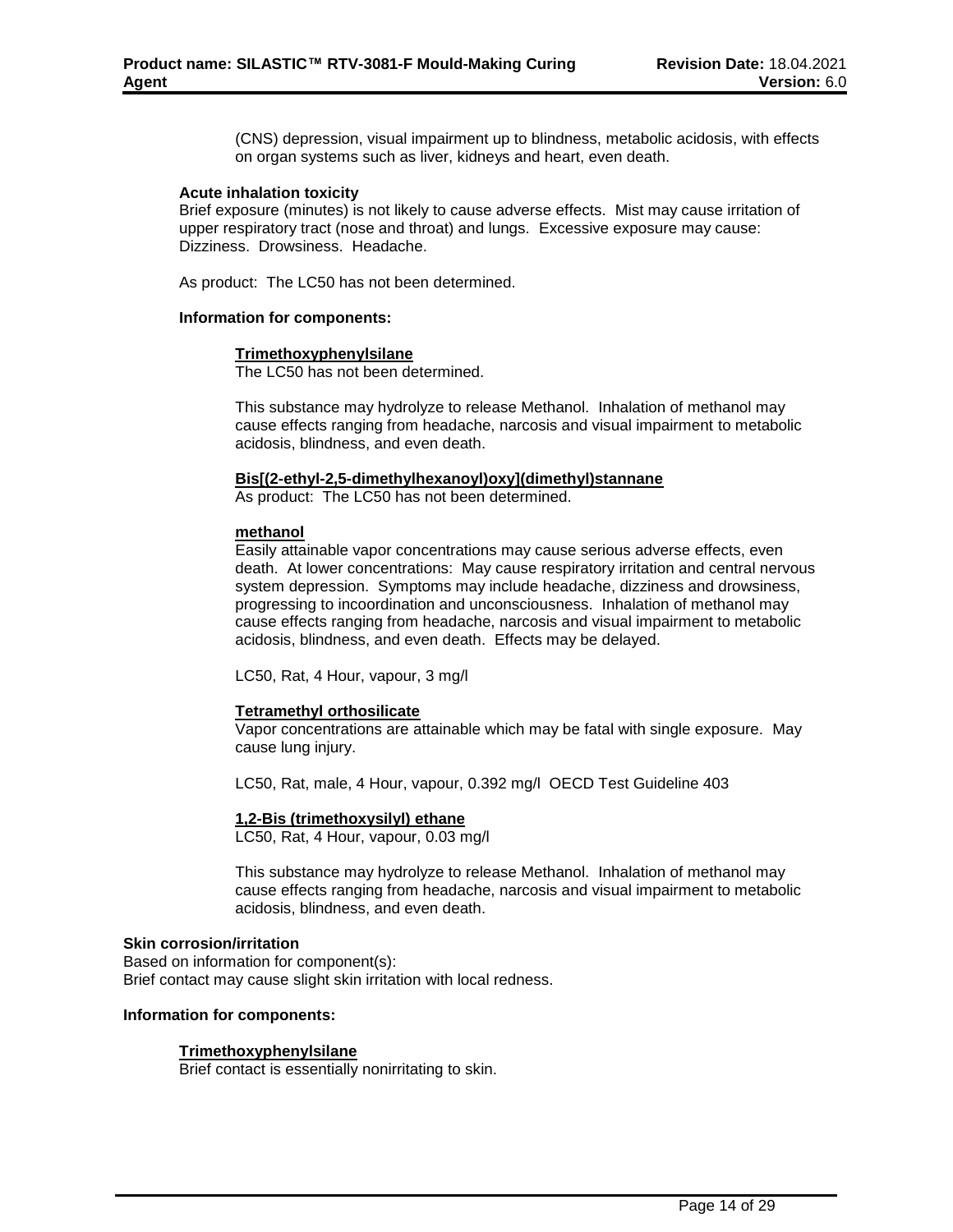(CNS) depression, visual impairment up to blindness, metabolic acidosis, with effects on organ systems such as liver, kidneys and heart, even death.

**Acute inhalation toxicity**

Brief exposure (minutes) is not likely to cause adverse effects. Mist may cause irritation of upper respiratory tract (nose and throat) and lungs. Excessive exposure may cause: Dizziness. Drowsiness. Headache.

As product: The LC50 has not been determined.

**Information for components:**

**Trimethoxyphenylsilane**

The LC50 has not been determined.

This substance may hydrolyze to release Methanol. Inhalation of methanol may cause effects ranging from headache, narcosis and visual impairment to metabolic acidosis, blindness, and even death.

**Bis[(2-ethyl-2,5-dimethylhexanoyl)oxy](dimethyl)stannane**

As product: The LC50 has not been determined.

**methanol**

Easily attainable vapor concentrations may cause serious adverse effects, even death. At lower concentrations: May cause respiratory irritation and central nervous system depression. Symptoms may include headache, dizziness and drowsiness, progressing to incoordination and unconsciousness. Inhalation of methanol may cause effects ranging from headache, narcosis and visual impairment to metabolic acidosis, blindness, and even death. Effects may be delayed.

LC50, Rat, 4 Hour, vapour, 3 mg/l

**Tetramethyl orthosilicate**

Vapor concentrations are attainable which may be fatal with single exposure. May cause lung injury.

LC50, Rat, male, 4 Hour, vapour, 0.392 mg/l OECD Test Guideline 403

**1,2-Bis (trimethoxysilyl) ethane**

LC50, Rat, 4 Hour, vapour, 0.03 mg/l

This substance may hydrolyze to release Methanol. Inhalation of methanol may cause effects ranging from headache, narcosis and visual impairment to metabolic acidosis, blindness, and even death.

**Skin corrosion/irritation**

Based on information for component(s):
Brief contact may cause slight skin irritation with local redness.

**Information for components:**

**Trimethoxyphenylsilane**

Brief contact is essentially nonirritating to skin.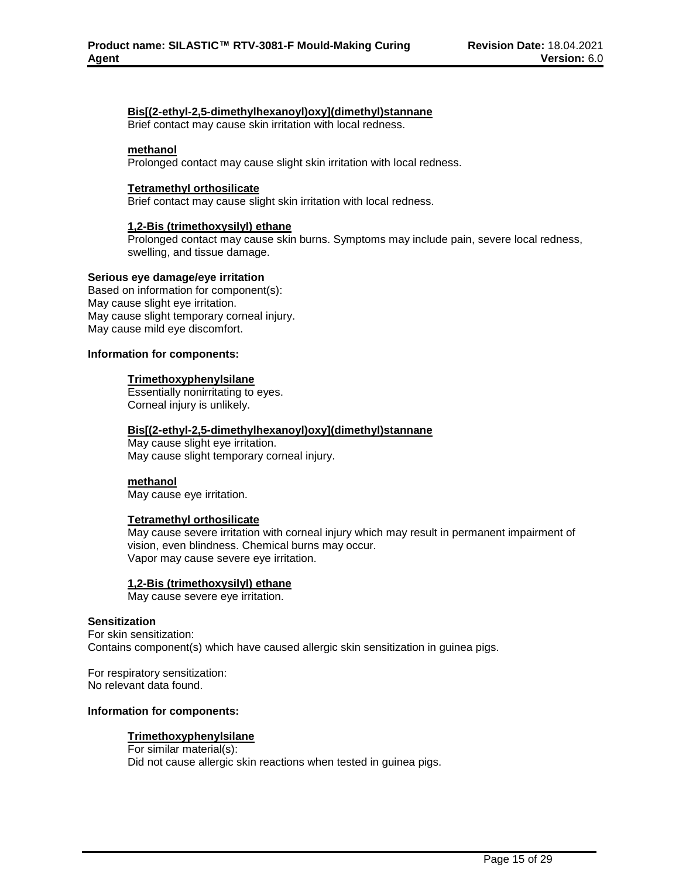**Bis[(2-ethyl-2,5-dimethylhexanoyl)oxy](dimethyl)stannane**
Brief contact may cause skin irritation with local redness.

**methanol**
Prolonged contact may cause slight skin irritation with local redness.

**Tetramethyl orthosilicate**
Brief contact may cause slight skin irritation with local redness.

**1,2-Bis (trimethoxysilyl) ethane**
Prolonged contact may cause skin burns. Symptoms may include pain, severe local redness, swelling, and tissue damage.

**Serious eye damage/eye irritation**
Based on information for component(s):
May cause slight eye irritation.
May cause slight temporary corneal injury.
May cause mild eye discomfort.

**Information for components:**

**Trimethoxyphenylsilane**
Essentially nonirritating to eyes.
Corneal injury is unlikely.

**Bis[(2-ethyl-2,5-dimethylhexanoyl)oxy](dimethyl)stannane**
May cause slight eye irritation.
May cause slight temporary corneal injury.

**methanol**
May cause eye irritation.

**Tetramethyl orthosilicate**
May cause severe irritation with corneal injury which may result in permanent impairment of vision, even blindness. Chemical burns may occur.
Vapor may cause severe eye irritation.

**1,2-Bis (trimethoxysilyl) ethane**
May cause severe eye irritation.

**Sensitization**
For skin sensitization:
Contains component(s) which have caused allergic skin sensitization in guinea pigs.

For respiratory sensitization:
No relevant data found.

**Information for components:**

**Trimethoxyphenylsilane**
For similar material(s):
Did not cause allergic skin reactions when tested in guinea pigs.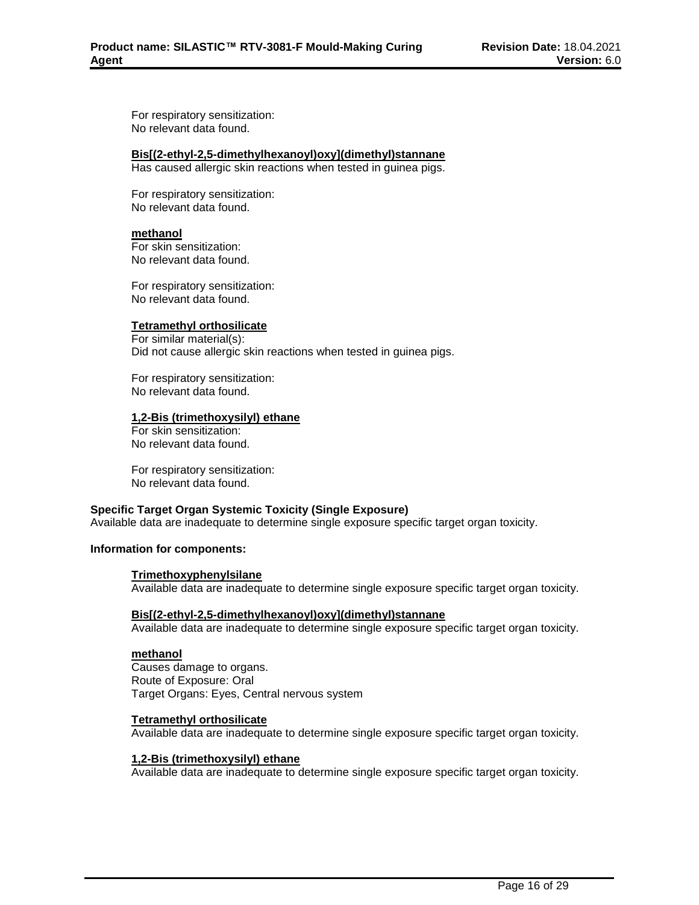For respiratory sensitization:
No relevant data found.

**Bis[(2-ethyl-2,5-dimethylhexanoyl)oxy](dimethyl)stannane**
Has caused allergic skin reactions when tested in guinea pigs.

For respiratory sensitization:
No relevant data found.

**methanol**
For skin sensitization:
No relevant data found.

For respiratory sensitization:
No relevant data found.

**Tetramethyl orthosilicate**
For similar material(s):
Did not cause allergic skin reactions when tested in guinea pigs.

For respiratory sensitization:
No relevant data found.

**1,2-Bis (trimethoxysilyl) ethane**
For skin sensitization:
No relevant data found.

For respiratory sensitization:
No relevant data found.

**Specific Target Organ Systemic Toxicity (Single Exposure)**
Available data are inadequate to determine single exposure specific target organ toxicity.

**Information for components:**

**Trimethoxyphenylsilane**
Available data are inadequate to determine single exposure specific target organ toxicity.

**Bis[(2-ethyl-2,5-dimethylhexanoyl)oxy](dimethyl)stannane**
Available data are inadequate to determine single exposure specific target organ toxicity.

**methanol**
Causes damage to organs.
Route of Exposure: Oral
Target Organs: Eyes, Central nervous system

**Tetramethyl orthosilicate**
Available data are inadequate to determine single exposure specific target organ toxicity.

**1,2-Bis (trimethoxysilyl) ethane**
Available data are inadequate to determine single exposure specific target organ toxicity.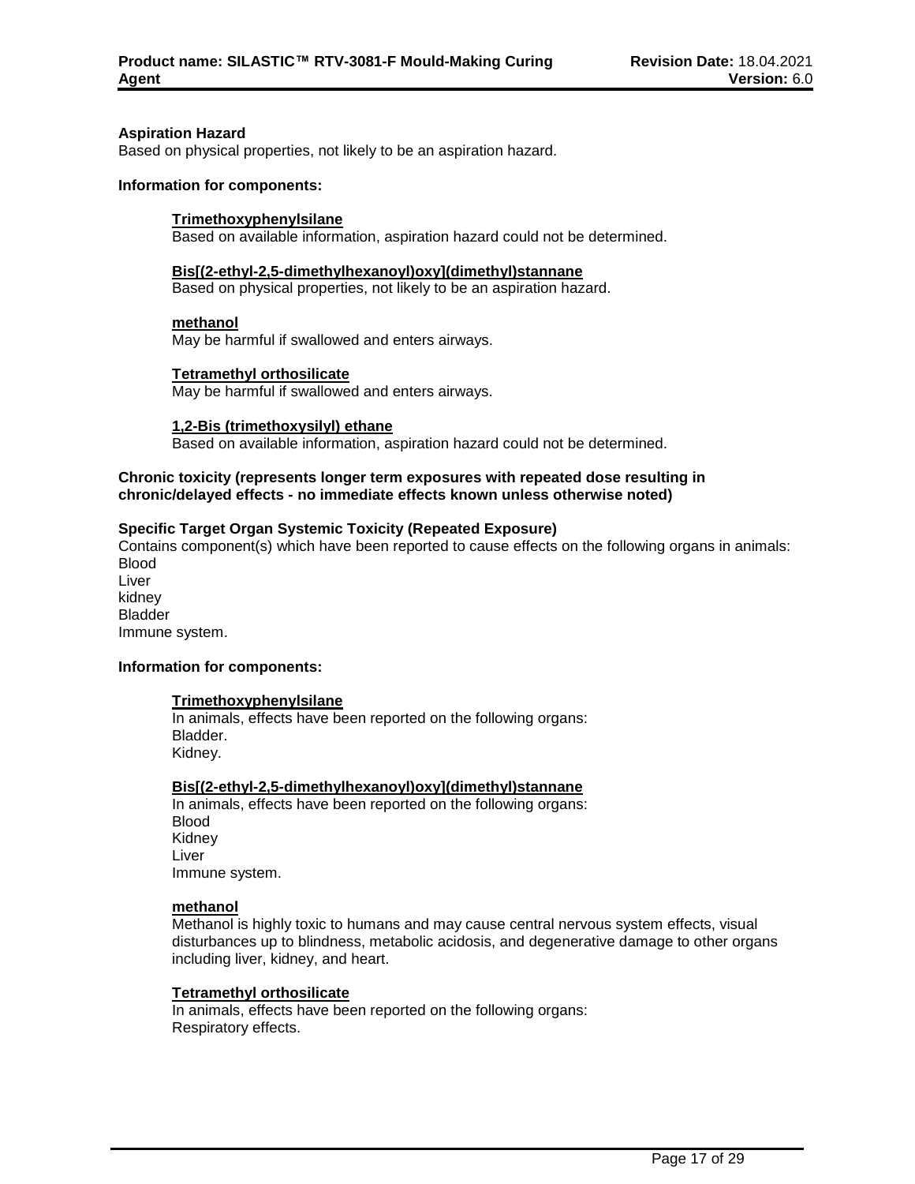**Aspiration Hazard**
Based on physical properties, not likely to be an aspiration hazard.

**Information for components:**

**Trimethoxyphenylsilane**
Based on available information, aspiration hazard could not be determined.

**Bis[(2-ethyl-2,5-dimethylhexanoyl)oxy](dimethyl)stannane**
Based on physical properties, not likely to be an aspiration hazard.

**methanol**
May be harmful if swallowed and enters airways.

**Tetramethyl orthosilicate**
May be harmful if swallowed and enters airways.

**1,2-Bis (trimethoxysilyl) ethane**
Based on available information, aspiration hazard could not be determined.

**Chronic toxicity (represents longer term exposures with repeated dose resulting in chronic/delayed effects - no immediate effects known unless otherwise noted)**

**Specific Target Organ Systemic Toxicity (Repeated Exposure)**
Contains component(s) which have been reported to cause effects on the following organs in animals:
Blood
Liver
kidney
Bladder
Immune system.

**Information for components:**

**Trimethoxyphenylsilane**
In animals, effects have been reported on the following organs:
Bladder.
Kidney.

**Bis[(2-ethyl-2,5-dimethylhexanoyl)oxy](dimethyl)stannane**
In animals, effects have been reported on the following organs:
Blood
Kidney
Liver
Immune system.

**methanol**
Methanol is highly toxic to humans and may cause central nervous system effects, visual disturbances up to blindness, metabolic acidosis, and degenerative damage to other organs including liver, kidney, and heart.

**Tetramethyl orthosilicate**
In animals, effects have been reported on the following organs:
Respiratory effects.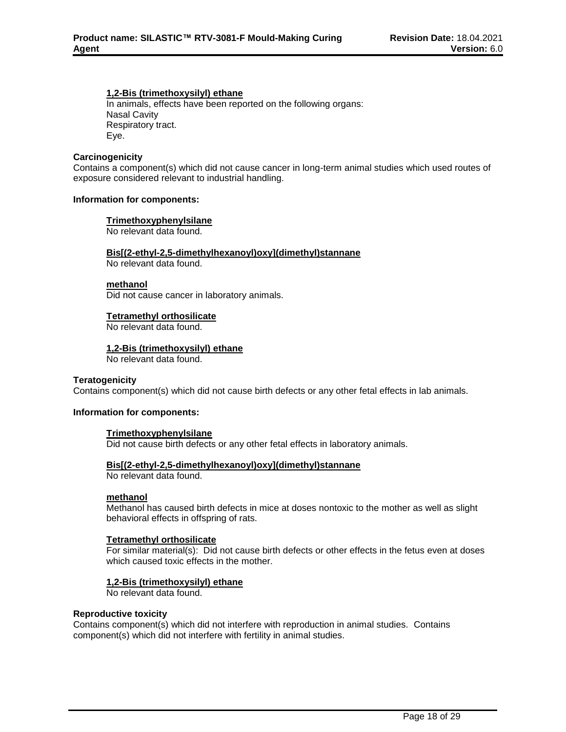**1,2-Bis (trimethoxysilyl) ethane**
In animals, effects have been reported on the following organs:
Nasal Cavity
Respiratory tract.
Eye.

**Carcinogenicity**
Contains a component(s) which did not cause cancer in long-term animal studies which used routes of exposure considered relevant to industrial handling.

**Information for components:**

**Trimethoxyphenylsilane**
No relevant data found.

**Bis[(2-ethyl-2,5-dimethylhexanoyl)oxy](dimethyl)stannane**
No relevant data found.

**methanol**
Did not cause cancer in laboratory animals.

**Tetramethyl orthosilicate**
No relevant data found.

**1,2-Bis (trimethoxysilyl) ethane**
No relevant data found.

**Teratogenicity**
Contains component(s) which did not cause birth defects or any other fetal effects in lab animals.

**Information for components:**

**Trimethoxyphenylsilane**
Did not cause birth defects or any other fetal effects in laboratory animals.

**Bis[(2-ethyl-2,5-dimethylhexanoyl)oxy](dimethyl)stannane**
No relevant data found.

**methanol**
Methanol has caused birth defects in mice at doses nontoxic to the mother as well as slight behavioral effects in offspring of rats.

**Tetramethyl orthosilicate**
For similar material(s): Did not cause birth defects or other effects in the fetus even at doses which caused toxic effects in the mother.

**1,2-Bis (trimethoxysilyl) ethane**
No relevant data found.

**Reproductive toxicity**
Contains component(s) which did not interfere with reproduction in animal studies. Contains component(s) which did not interfere with fertility in animal studies.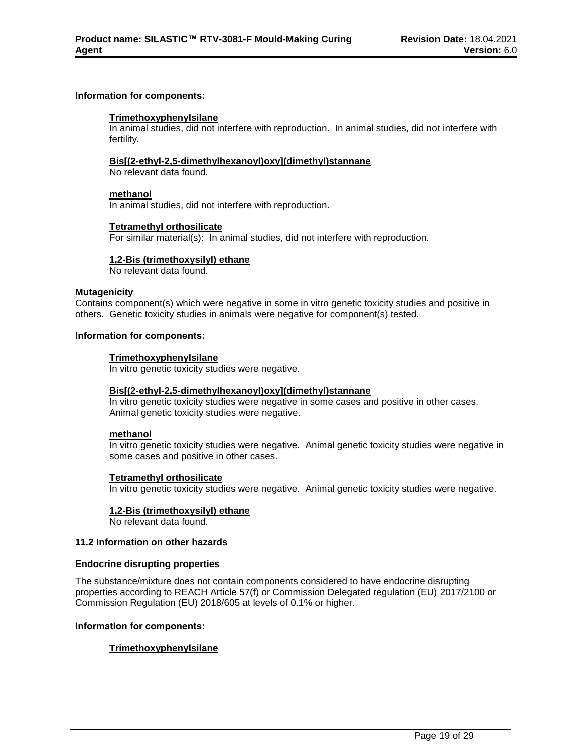**Information for components:**

**Trimethoxyphenylsilane**

In animal studies, did not interfere with reproduction. In animal studies, did not interfere with fertility.

**Bis[(2-ethyl-2,5-dimethylhexanoyl)oxy](dimethyl)stannane**

No relevant data found.

**methanol**

In animal studies, did not interfere with reproduction.

**Tetramethyl orthosilicate**

For similar material(s): In animal studies, did not interfere with reproduction.

**1,2-Bis (trimethoxysilyl) ethane**

No relevant data found.

**Mutagenicity**

Contains component(s) which were negative in some in vitro genetic toxicity studies and positive in others. Genetic toxicity studies in animals were negative for component(s) tested.

**Information for components:**

**Trimethoxyphenylsilane**

In vitro genetic toxicity studies were negative.

**Bis[(2-ethyl-2,5-dimethylhexanoyl)oxy](dimethyl)stannane**

In vitro genetic toxicity studies were negative in some cases and positive in other cases. Animal genetic toxicity studies were negative.

**methanol**

In vitro genetic toxicity studies were negative. Animal genetic toxicity studies were negative in some cases and positive in other cases.

**Tetramethyl orthosilicate**

In vitro genetic toxicity studies were negative. Animal genetic toxicity studies were negative.

**1,2-Bis (trimethoxysilyl) ethane**

No relevant data found.

**11.2 Information on other hazards**

**Endocrine disrupting properties**

The substance/mixture does not contain components considered to have endocrine disrupting properties according to REACH Article 57(f) or Commission Delegated regulation (EU) 2017/2100 or Commission Regulation (EU) 2018/605 at levels of 0.1% or higher.

**Information for components:**

**Trimethoxyphenylsilane**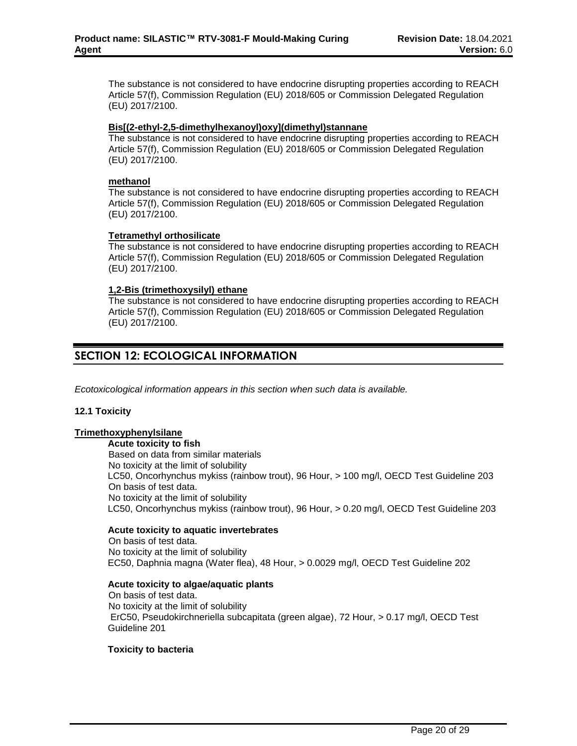The substance is not considered to have endocrine disrupting properties according to REACH Article 57(f), Commission Regulation (EU) 2018/605 or Commission Delegated Regulation (EU) 2017/2100.

**Bis[(2-ethyl-2,5-dimethylhexanoyl)oxy](dimethyl)stannane**
The substance is not considered to have endocrine disrupting properties according to REACH Article 57(f), Commission Regulation (EU) 2018/605 or Commission Delegated Regulation (EU) 2017/2100.

**methanol**
The substance is not considered to have endocrine disrupting properties according to REACH Article 57(f), Commission Regulation (EU) 2018/605 or Commission Delegated Regulation (EU) 2017/2100.

**Tetramethyl orthosilicate**
The substance is not considered to have endocrine disrupting properties according to REACH Article 57(f), Commission Regulation (EU) 2018/605 or Commission Delegated Regulation (EU) 2017/2100.

**1,2-Bis (trimethoxysilyl) ethane**
The substance is not considered to have endocrine disrupting properties according to REACH Article 57(f), Commission Regulation (EU) 2018/605 or Commission Delegated Regulation (EU) 2017/2100.

## SECTION 12: ECOLOGICAL INFORMATION

*Ecotoxicological information appears in this section when such data is available.*

### 12.1 Toxicity

**Trimethoxyphenylsilane**

**Acute toxicity to fish**
Based on data from similar materials
No toxicity at the limit of solubility
LC50, Oncorhynchus mykiss (rainbow trout), 96 Hour, > 100 mg/l, OECD Test Guideline 203
On basis of test data.
No toxicity at the limit of solubility
LC50, Oncorhynchus mykiss (rainbow trout), 96 Hour, > 0.20 mg/l, OECD Test Guideline 203

**Acute toxicity to aquatic invertebrates**
On basis of test data.
No toxicity at the limit of solubility
EC50, Daphnia magna (Water flea), 48 Hour, > 0.0029 mg/l, OECD Test Guideline 202

**Acute toxicity to algae/aquatic plants**
On basis of test data.
No toxicity at the limit of solubility
ErC50, Pseudokirchneriella subcapitata (green algae), 72 Hour, > 0.17 mg/l, OECD Test Guideline 201

**Toxicity to bacteria**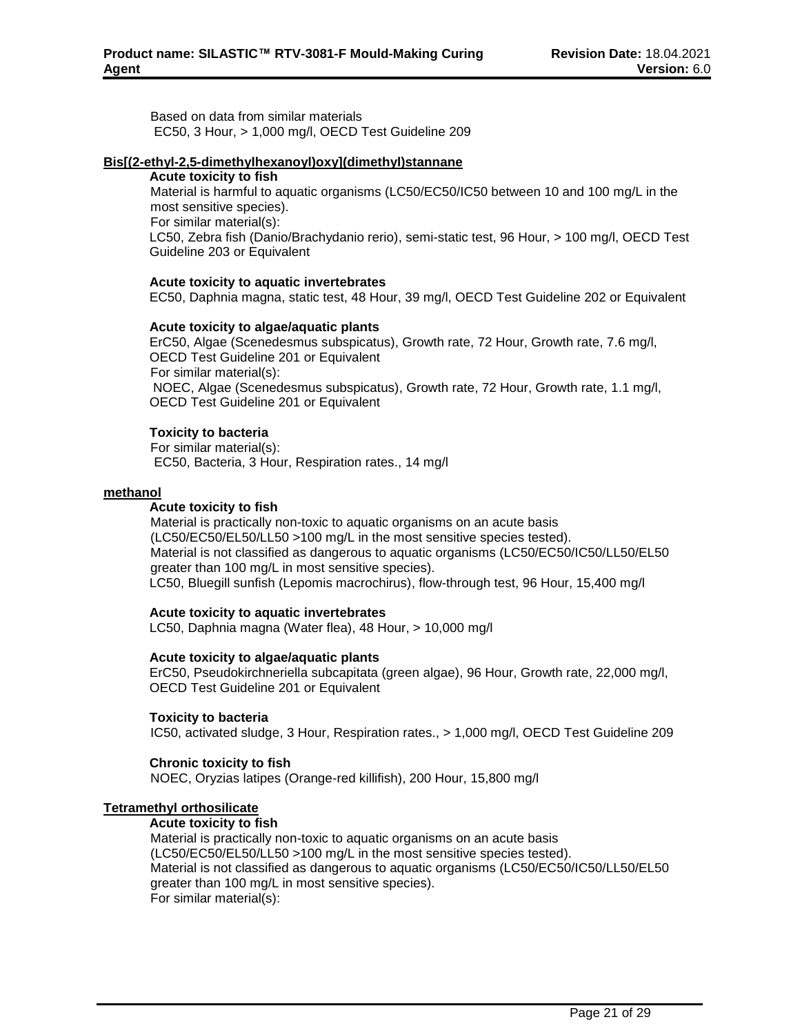Based on data from similar materials
EC50, 3 Hour, > 1,000 mg/l, OECD Test Guideline 209

**Bis[(2-ethyl-2,5-dimethylhexanoyl)oxy](dimethyl)stannane**

**Acute toxicity to fish**

Material is harmful to aquatic organisms (LC50/EC50/IC50 between 10 and 100 mg/L in the most sensitive species).
For similar material(s):
LC50, Zebra fish (Danio/Brachydanio rerio), semi-static test, 96 Hour, > 100 mg/l, OECD Test Guideline 203 or Equivalent

**Acute toxicity to aquatic invertebrates**

EC50, Daphnia magna, static test, 48 Hour, 39 mg/l, OECD Test Guideline 202 or Equivalent

**Acute toxicity to algae/aquatic plants**

ErC50, Algae (Scenedesmus subspicatus), Growth rate, 72 Hour, Growth rate, 7.6 mg/l, OECD Test Guideline 201 or Equivalent
For similar material(s):
NOEC, Algae (Scenedesmus subspicatus), Growth rate, 72 Hour, Growth rate, 1.1 mg/l, OECD Test Guideline 201 or Equivalent

**Toxicity to bacteria**

For similar material(s):
EC50, Bacteria, 3 Hour, Respiration rates., 14 mg/l

**methanol**

**Acute toxicity to fish**

Material is practically non-toxic to aquatic organisms on an acute basis (LC50/EC50/EL50/LL50 >100 mg/L in the most sensitive species tested).
Material is not classified as dangerous to aquatic organisms (LC50/EC50/IC50/LL50/EL50 greater than 100 mg/L in most sensitive species).
LC50, Bluegill sunfish (Lepomis macrochirus), flow-through test, 96 Hour, 15,400 mg/l

**Acute toxicity to aquatic invertebrates**

LC50, Daphnia magna (Water flea), 48 Hour, > 10,000 mg/l

**Acute toxicity to algae/aquatic plants**

ErC50, Pseudokirchneriella subcapitata (green algae), 96 Hour, Growth rate, 22,000 mg/l, OECD Test Guideline 201 or Equivalent

**Toxicity to bacteria**

IC50, activated sludge, 3 Hour, Respiration rates., > 1,000 mg/l, OECD Test Guideline 209

**Chronic toxicity to fish**

NOEC, Oryzias latipes (Orange-red killifish), 200 Hour, 15,800 mg/l

**Tetramethyl orthosilicate**

**Acute toxicity to fish**

Material is practically non-toxic to aquatic organisms on an acute basis (LC50/EC50/EL50/LL50 >100 mg/L in the most sensitive species tested).
Material is not classified as dangerous to aquatic organisms (LC50/EC50/IC50/LL50/EL50 greater than 100 mg/L in most sensitive species).
For similar material(s):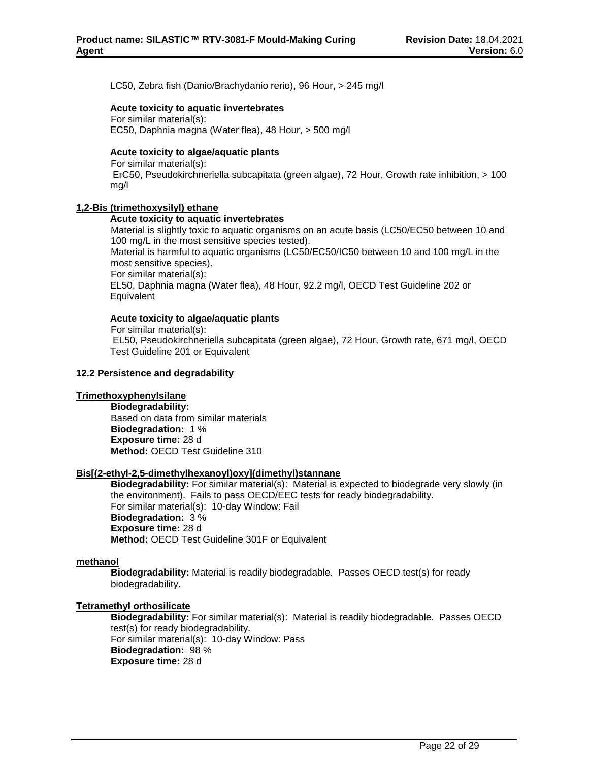LC50, Zebra fish (Danio/Brachydanio rerio), 96 Hour, > 245 mg/l

**Acute toxicity to aquatic invertebrates**
For similar material(s):
EC50, Daphnia magna (Water flea), 48 Hour, > 500 mg/l

**Acute toxicity to algae/aquatic plants**
For similar material(s):
ErC50, Pseudokirchneriella subcapitata (green algae), 72 Hour, Growth rate inhibition, > 100 mg/l

**1,2-Bis (trimethoxysilyl) ethane**

**Acute toxicity to aquatic invertebrates**
Material is slightly toxic to aquatic organisms on an acute basis (LC50/EC50 between 10 and 100 mg/L in the most sensitive species tested).
Material is harmful to aquatic organisms (LC50/EC50/IC50 between 10 and 100 mg/L in the most sensitive species).
For similar material(s):
EL50, Daphnia magna (Water flea), 48 Hour, 92.2 mg/l, OECD Test Guideline 202 or Equivalent

**Acute toxicity to algae/aquatic plants**
For similar material(s):
EL50, Pseudokirchneriella subcapitata (green algae), 72 Hour, Growth rate, 671 mg/l, OECD Test Guideline 201 or Equivalent

**12.2 Persistence and degradability**

**Trimethoxyphenylsilane**

**Biodegradability:**
Based on data from similar materials
**Biodegradation:** 1 %
**Exposure time:** 28 d
**Method:** OECD Test Guideline 310

**Bis[(2-ethyl-2,5-dimethylhexanoyl)oxy](dimethyl)stannane**

**Biodegradability:** For similar material(s): Material is expected to biodegrade very slowly (in the environment). Fails to pass OECD/EEC tests for ready biodegradability.
For similar material(s): 10-day Window: Fail
**Biodegradation:** 3 %
**Exposure time:** 28 d
**Method:** OECD Test Guideline 301F or Equivalent

**methanol**

**Biodegradability:** Material is readily biodegradable. Passes OECD test(s) for ready biodegradability.

**Tetramethyl orthosilicate**

**Biodegradability:** For similar material(s): Material is readily biodegradable. Passes OECD test(s) for ready biodegradability.
For similar material(s): 10-day Window: Pass
**Biodegradation:** 98 %
**Exposure time:** 28 d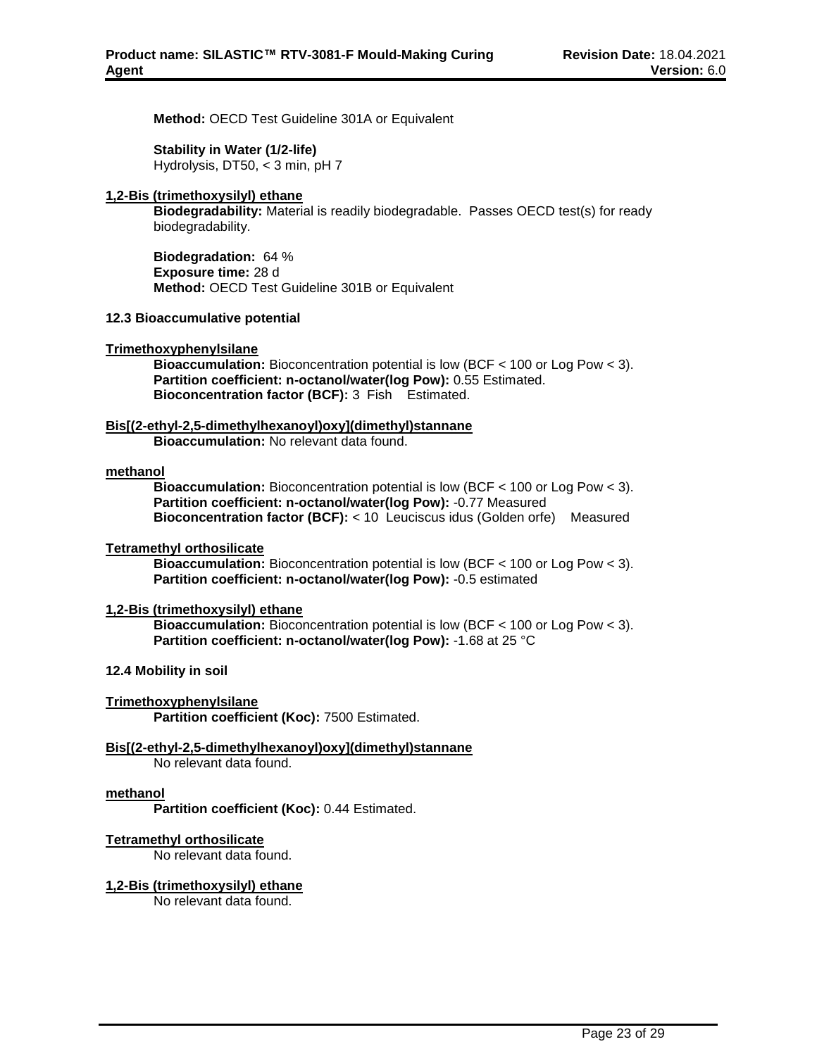**Method:** OECD Test Guideline 301A or Equivalent

**Stability in Water (1/2-life)**
Hydrolysis, DT50, < 3 min, pH 7

**1,2-Bis (trimethoxysilyl) ethane**

**Biodegradability:** Material is readily biodegradable. Passes OECD test(s) for ready biodegradability.

**Biodegradation:** 64 %
**Exposure time:** 28 d
**Method:** OECD Test Guideline 301B or Equivalent

### 12.3 Bioaccumulative potential

**Trimethoxyphenylsilane**

**Bioaccumulation:** Bioconcentration potential is low (BCF < 100 or Log Pow < 3).
**Partition coefficient: n-octanol/water(log Pow):** 0.55 Estimated.
**Bioconcentration factor (BCF):** 3 Fish Estimated.

**Bis[(2-ethyl-2,5-dimethylhexanoyl)oxy](dimethyl)stannane**

**Bioaccumulation:** No relevant data found.

**methanol**

**Bioaccumulation:** Bioconcentration potential is low (BCF < 100 or Log Pow < 3).
**Partition coefficient: n-octanol/water(log Pow):** -0.77 Measured
**Bioconcentration factor (BCF):** < 10 Leuciscus idus (Golden orfe) Measured

**Tetramethyl orthosilicate**

**Bioaccumulation:** Bioconcentration potential is low (BCF < 100 or Log Pow < 3).
**Partition coefficient: n-octanol/water(log Pow):** -0.5 estimated

**1,2-Bis (trimethoxysilyl) ethane**

**Bioaccumulation:** Bioconcentration potential is low (BCF < 100 or Log Pow < 3).
**Partition coefficient: n-octanol/water(log Pow):** -1.68 at 25 °C

### 12.4 Mobility in soil

**Trimethoxyphenylsilane**

**Partition coefficient (Koc):** 7500 Estimated.

**Bis[(2-ethyl-2,5-dimethylhexanoyl)oxy](dimethyl)stannane**

No relevant data found.

**methanol**

**Partition coefficient (Koc):** 0.44 Estimated.

**Tetramethyl orthosilicate**

No relevant data found.

**1,2-Bis (trimethoxysilyl) ethane**

No relevant data found.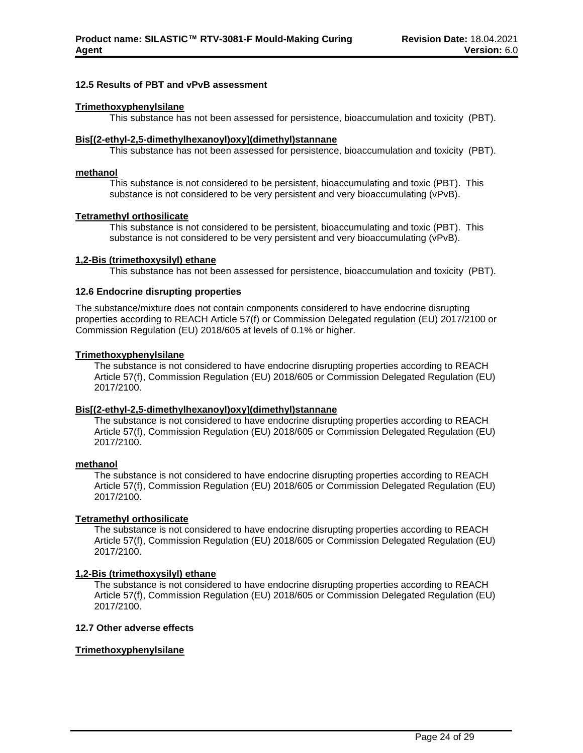### 12.5 Results of PBT and vPvB assessment

**Trimethoxyphenylsilane**

This substance has not been assessed for persistence, bioaccumulation and toxicity (PBT).

**Bis[(2-ethyl-2,5-dimethylhexanoyl)oxy](dimethyl)stannane**

This substance has not been assessed for persistence, bioaccumulation and toxicity (PBT).

**methanol**

This substance is not considered to be persistent, bioaccumulating and toxic (PBT). This substance is not considered to be very persistent and very bioaccumulating (vPvB).

**Tetramethyl orthosilicate**

This substance is not considered to be persistent, bioaccumulating and toxic (PBT). This substance is not considered to be very persistent and very bioaccumulating (vPvB).

**1,2-Bis (trimethoxysilyl) ethane**

This substance has not been assessed for persistence, bioaccumulation and toxicity (PBT).

### 12.6 Endocrine disrupting properties

The substance/mixture does not contain components considered to have endocrine disrupting properties according to REACH Article 57(f) or Commission Delegated regulation (EU) 2017/2100 or Commission Regulation (EU) 2018/605 at levels of 0.1% or higher.

**Trimethoxyphenylsilane**

The substance is not considered to have endocrine disrupting properties according to REACH Article 57(f), Commission Regulation (EU) 2018/605 or Commission Delegated Regulation (EU) 2017/2100.

**Bis[(2-ethyl-2,5-dimethylhexanoyl)oxy](dimethyl)stannane**

The substance is not considered to have endocrine disrupting properties according to REACH Article 57(f), Commission Regulation (EU) 2018/605 or Commission Delegated Regulation (EU) 2017/2100.

**methanol**

The substance is not considered to have endocrine disrupting properties according to REACH Article 57(f), Commission Regulation (EU) 2018/605 or Commission Delegated Regulation (EU) 2017/2100.

**Tetramethyl orthosilicate**

The substance is not considered to have endocrine disrupting properties according to REACH Article 57(f), Commission Regulation (EU) 2018/605 or Commission Delegated Regulation (EU) 2017/2100.

**1,2-Bis (trimethoxysilyl) ethane**

The substance is not considered to have endocrine disrupting properties according to REACH Article 57(f), Commission Regulation (EU) 2018/605 or Commission Delegated Regulation (EU) 2017/2100.

### 12.7 Other adverse effects

**Trimethoxyphenylsilane**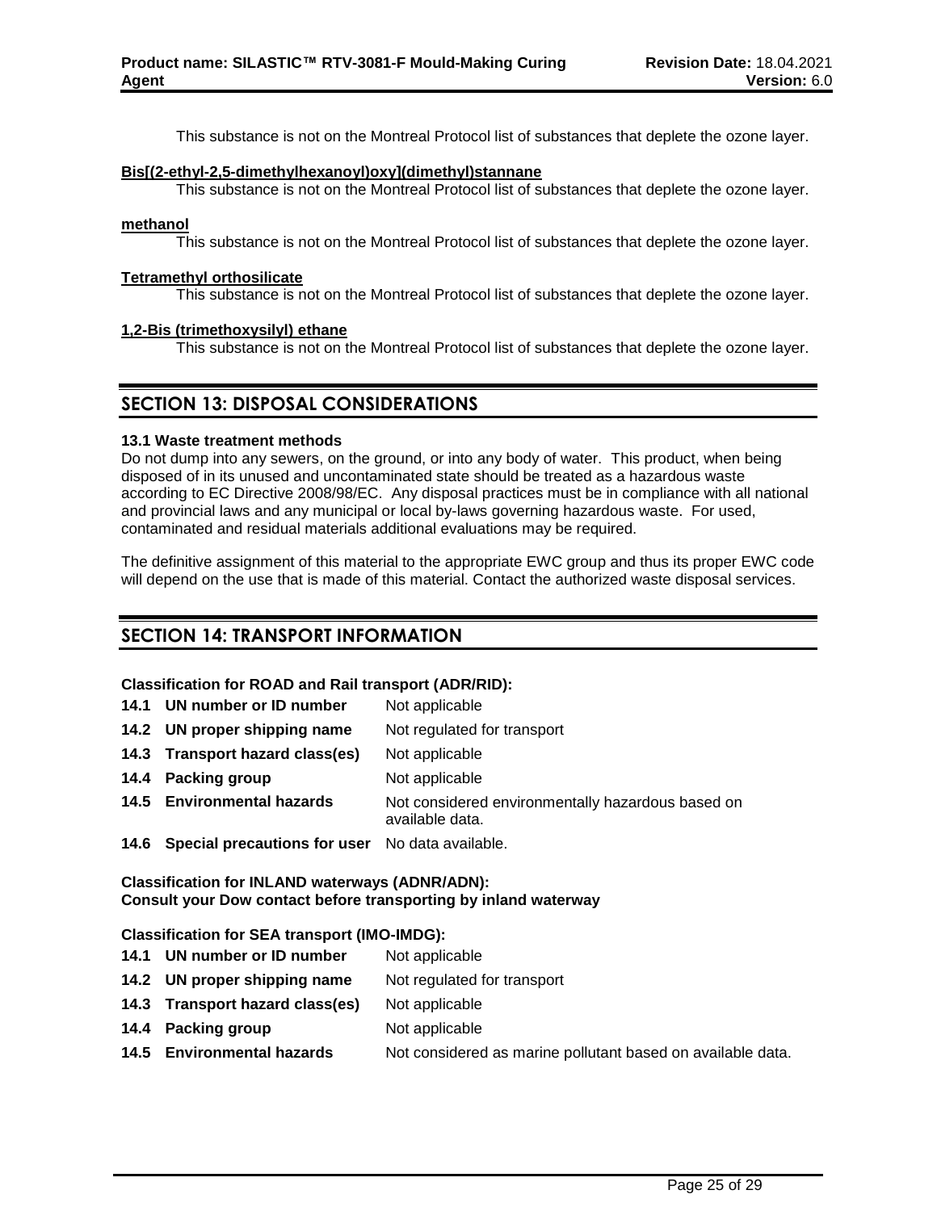This substance is not on the Montreal Protocol list of substances that deplete the ozone layer.

**Bis[(2-ethyl-2,5-dimethylhexanoyl)oxy](dimethyl)stannane**

This substance is not on the Montreal Protocol list of substances that deplete the ozone layer.

**methanol**

This substance is not on the Montreal Protocol list of substances that deplete the ozone layer.

**Tetramethyl orthosilicate**

This substance is not on the Montreal Protocol list of substances that deplete the ozone layer.

**1,2-Bis (trimethoxysilyl) ethane**

This substance is not on the Montreal Protocol list of substances that deplete the ozone layer.

## SECTION 13: DISPOSAL CONSIDERATIONS

**13.1 Waste treatment methods**

Do not dump into any sewers, on the ground, or into any body of water. This product, when being disposed of in its unused and uncontaminated state should be treated as a hazardous waste according to EC Directive 2008/98/EC. Any disposal practices must be in compliance with all national and provincial laws and any municipal or local by-laws governing hazardous waste. For used, contaminated and residual materials additional evaluations may be required.

The definitive assignment of this material to the appropriate EWC group and thus its proper EWC code will depend on the use that is made of this material. Contact the authorized waste disposal services.

## SECTION 14: TRANSPORT INFORMATION

**Classification for ROAD and Rail transport (ADR/RID):**

| | |
|---|---|
| **14.1 UN number or ID number** | Not applicable |
| **14.2 UN proper shipping name** | Not regulated for transport |
| **14.3 Transport hazard class(es)** | Not applicable |
| **14.4 Packing group** | Not applicable |
| **14.5 Environmental hazards** | Not considered environmentally hazardous based on available data. |
| **14.6 Special precautions for user** | No data available. |

**Classification for INLAND waterways (ADNR/ADN):**
**Consult your Dow contact before transporting by inland waterway**

**Classification for SEA transport (IMO-IMDG):**

| | |
|---|---|
| **14.1 UN number or ID number** | Not applicable |
| **14.2 UN proper shipping name** | Not regulated for transport |
| **14.3 Transport hazard class(es)** | Not applicable |
| **14.4 Packing group** | Not applicable |
| **14.5 Environmental hazards** | Not considered as marine pollutant based on available data. |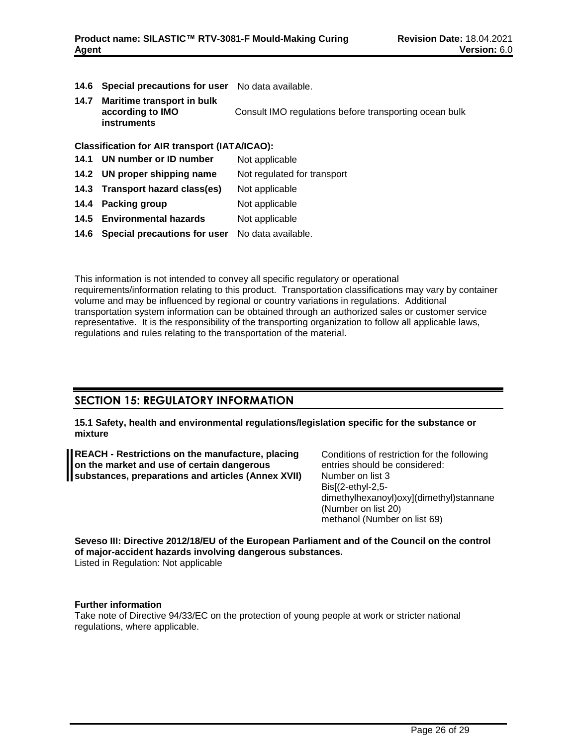**14.6 Special precautions for user** No data available.

**14.7 Maritime transport in bulk according to IMO instruments** Consult IMO regulations before transporting ocean bulk

**Classification for AIR transport (IATA/ICAO):**

| | |
|---|---|
| **14.1 UN number or ID number** | Not applicable |
| **14.2 UN proper shipping name** | Not regulated for transport |
| **14.3 Transport hazard class(es)** | Not applicable |
| **14.4 Packing group** | Not applicable |
| **14.5 Environmental hazards** | Not applicable |
| **14.6 Special precautions for user** | No data available. |

This information is not intended to convey all specific regulatory or operational requirements/information relating to this product. Transportation classifications may vary by container volume and may be influenced by regional or country variations in regulations. Additional transportation system information can be obtained through an authorized sales or customer service representative. It is the responsibility of the transporting organization to follow all applicable laws, regulations and rules relating to the transportation of the material.

## SECTION 15: REGULATORY INFORMATION

**15.1 Safety, health and environmental regulations/legislation specific for the substance or mixture**

**REACH - Restrictions on the manufacture, placing on the market and use of certain dangerous substances, preparations and articles (Annex XVII)**

Conditions of restriction for the following entries should be considered:
Number on list 3
Bis[(2-ethyl-2,5-dimethylhexanoyl)oxy](dimethyl)stannane (Number on list 20)
methanol (Number on list 69)

**Seveso III: Directive 2012/18/EU of the European Parliament and of the Council on the control of major-accident hazards involving dangerous substances.**
Listed in Regulation: Not applicable

**Further information**
Take note of Directive 94/33/EC on the protection of young people at work or stricter national regulations, where applicable.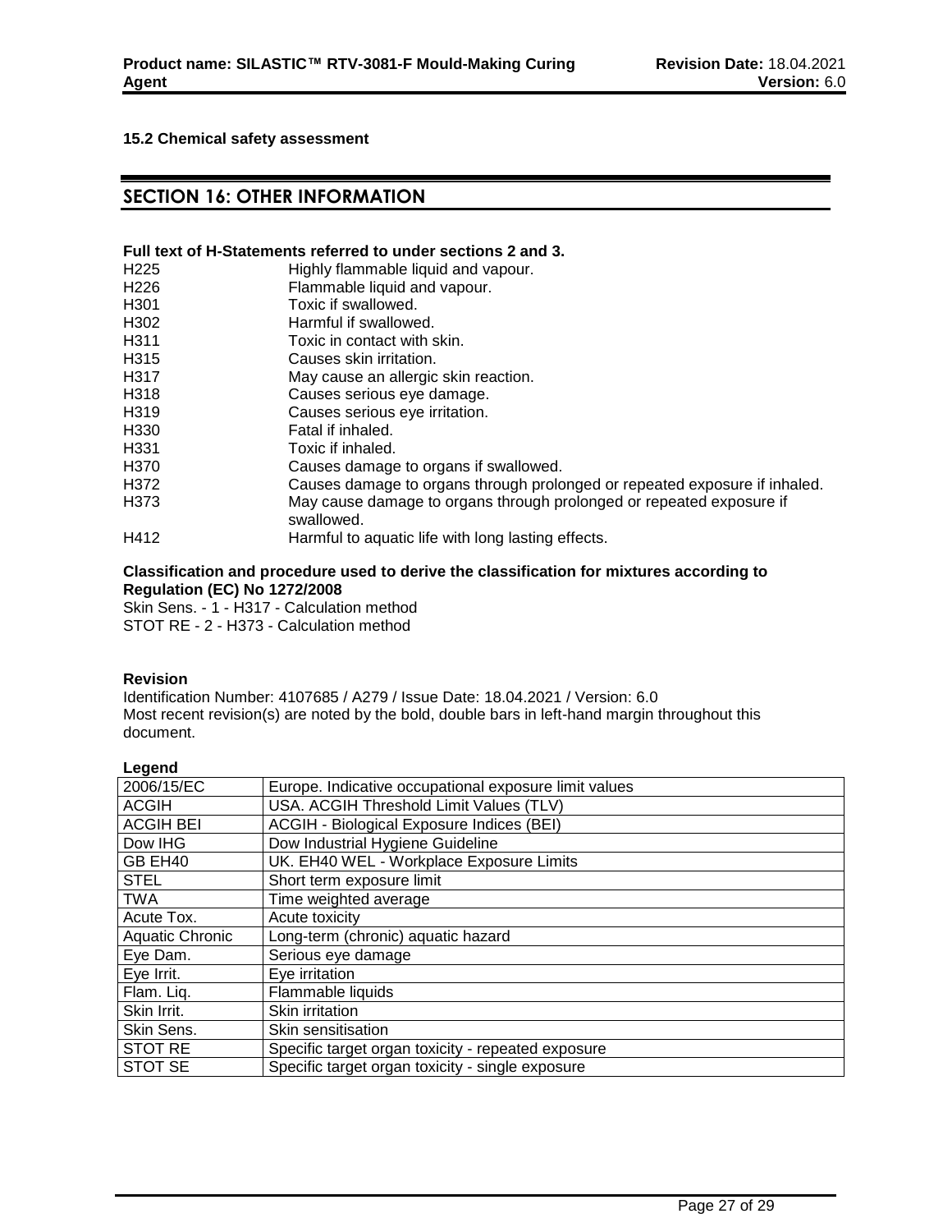**15.2 Chemical safety assessment**

## SECTION 16: OTHER INFORMATION

**Full text of H-Statements referred to under sections 2 and 3.**

| | |
|---|---|
| H225 | Highly flammable liquid and vapour. |
| H226 | Flammable liquid and vapour. |
| H301 | Toxic if swallowed. |
| H302 | Harmful if swallowed. |
| H311 | Toxic in contact with skin. |
| H315 | Causes skin irritation. |
| H317 | May cause an allergic skin reaction. |
| H318 | Causes serious eye damage. |
| H319 | Causes serious eye irritation. |
| H330 | Fatal if inhaled. |
| H331 | Toxic if inhaled. |
| H370 | Causes damage to organs if swallowed. |
| H372 | Causes damage to organs through prolonged or repeated exposure if inhaled. |
| H373 | May cause damage to organs through prolonged or repeated exposure if swallowed. |
| H412 | Harmful to aquatic life with long lasting effects. |

**Classification and procedure used to derive the classification for mixtures according to Regulation (EC) No 1272/2008**

Skin Sens. - 1 - H317 - Calculation method
STOT RE - 2 - H373 - Calculation method

**Revision**

Identification Number: 4107685 / A279 / Issue Date: 18.04.2021 / Version: 6.0
Most recent revision(s) are noted by the bold, double bars in left-hand margin throughout this document.

**Legend**

| | |
|---|---|
| 2006/15/EC | Europe. Indicative occupational exposure limit values |
| ACGIH | USA. ACGIH Threshold Limit Values (TLV) |
| ACGIH BEI | ACGIH - Biological Exposure Indices (BEI) |
| Dow IHG | Dow Industrial Hygiene Guideline |
| GB EH40 | UK. EH40 WEL - Workplace Exposure Limits |
| STEL | Short term exposure limit |
| TWA | Time weighted average |
| Acute Tox. | Acute toxicity |
| Aquatic Chronic | Long-term (chronic) aquatic hazard |
| Eye Dam. | Serious eye damage |
| Eye Irrit. | Eye irritation |
| Flam. Liq. | Flammable liquids |
| Skin Irrit. | Skin irritation |
| Skin Sens. | Skin sensitisation |
| STOT RE | Specific target organ toxicity - repeated exposure |
| STOT SE | Specific target organ toxicity - single exposure |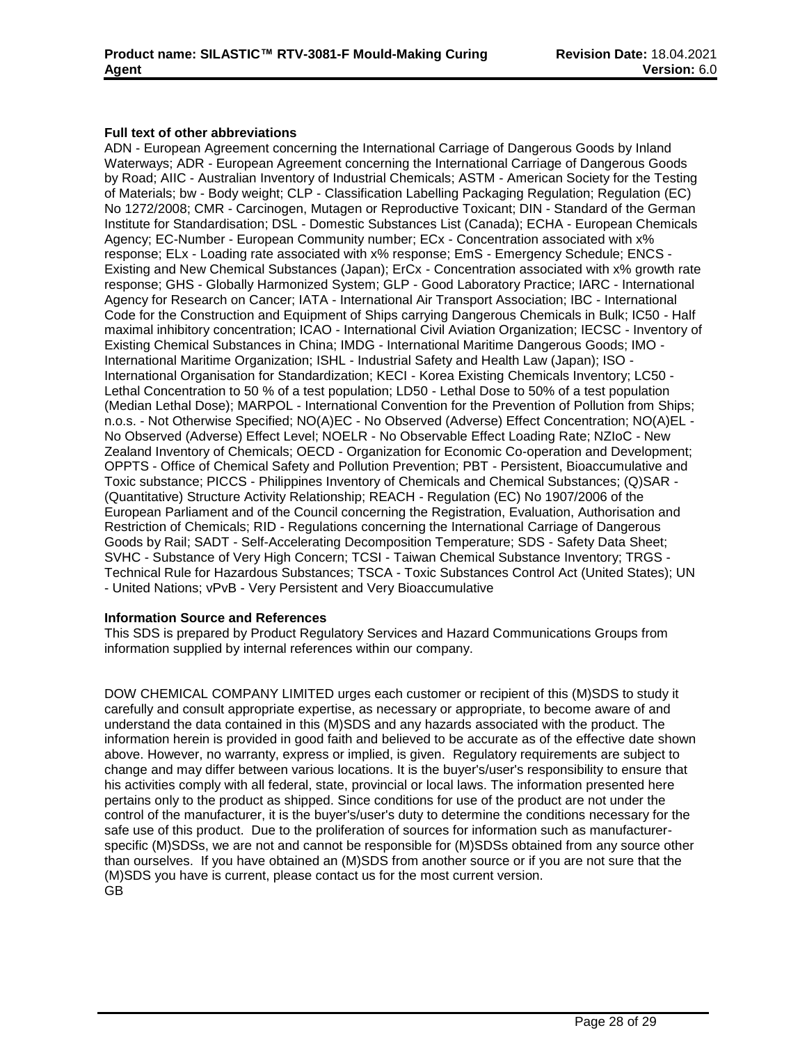**Full text of other abbreviations**

ADN - European Agreement concerning the International Carriage of Dangerous Goods by Inland Waterways; ADR - European Agreement concerning the International Carriage of Dangerous Goods by Road; AIIC - Australian Inventory of Industrial Chemicals; ASTM - American Society for the Testing of Materials; bw - Body weight; CLP - Classification Labelling Packaging Regulation; Regulation (EC) No 1272/2008; CMR - Carcinogen, Mutagen or Reproductive Toxicant; DIN - Standard of the German Institute for Standardisation; DSL - Domestic Substances List (Canada); ECHA - European Chemicals Agency; EC-Number - European Community number; ECx - Concentration associated with x% response; ELx - Loading rate associated with x% response; EmS - Emergency Schedule; ENCS - Existing and New Chemical Substances (Japan); ErCx - Concentration associated with x% growth rate response; GHS - Globally Harmonized System; GLP - Good Laboratory Practice; IARC - International Agency for Research on Cancer; IATA - International Air Transport Association; IBC - International Code for the Construction and Equipment of Ships carrying Dangerous Chemicals in Bulk; IC50 - Half maximal inhibitory concentration; ICAO - International Civil Aviation Organization; IECSC - Inventory of Existing Chemical Substances in China; IMDG - International Maritime Dangerous Goods; IMO - International Maritime Organization; ISHL - Industrial Safety and Health Law (Japan); ISO - International Organisation for Standardization; KECI - Korea Existing Chemicals Inventory; LC50 - Lethal Concentration to 50 % of a test population; LD50 - Lethal Dose to 50% of a test population (Median Lethal Dose); MARPOL - International Convention for the Prevention of Pollution from Ships; n.o.s. - Not Otherwise Specified; NO(A)EC - No Observed (Adverse) Effect Concentration; NO(A)EL - No Observed (Adverse) Effect Level; NOELR - No Observable Effect Loading Rate; NZIoC - New Zealand Inventory of Chemicals; OECD - Organization for Economic Co-operation and Development; OPPTS - Office of Chemical Safety and Pollution Prevention; PBT - Persistent, Bioaccumulative and Toxic substance; PICCS - Philippines Inventory of Chemicals and Chemical Substances; (Q)SAR - (Quantitative) Structure Activity Relationship; REACH - Regulation (EC) No 1907/2006 of the European Parliament and of the Council concerning the Registration, Evaluation, Authorisation and Restriction of Chemicals; RID - Regulations concerning the International Carriage of Dangerous Goods by Rail; SADT - Self-Accelerating Decomposition Temperature; SDS - Safety Data Sheet; SVHC - Substance of Very High Concern; TCSI - Taiwan Chemical Substance Inventory; TRGS - Technical Rule for Hazardous Substances; TSCA - Toxic Substances Control Act (United States); UN - United Nations; vPvB - Very Persistent and Very Bioaccumulative

**Information Source and References**

This SDS is prepared by Product Regulatory Services and Hazard Communications Groups from information supplied by internal references within our company.

DOW CHEMICAL COMPANY LIMITED urges each customer or recipient of this (M)SDS to study it carefully and consult appropriate expertise, as necessary or appropriate, to become aware of and understand the data contained in this (M)SDS and any hazards associated with the product. The information herein is provided in good faith and believed to be accurate as of the effective date shown above. However, no warranty, express or implied, is given. Regulatory requirements are subject to change and may differ between various locations. It is the buyer's/user's responsibility to ensure that his activities comply with all federal, state, provincial or local laws. The information presented here pertains only to the product as shipped. Since conditions for use of the product are not under the control of the manufacturer, it is the buyer's/user's duty to determine the conditions necessary for the safe use of this product. Due to the proliferation of sources for information such as manufacturer-specific (M)SDSs, we are not and cannot be responsible for (M)SDSs obtained from any source other than ourselves. If you have obtained an (M)SDS from another source or if you are not sure that the (M)SDS you have is current, please contact us for the most current version.
GB